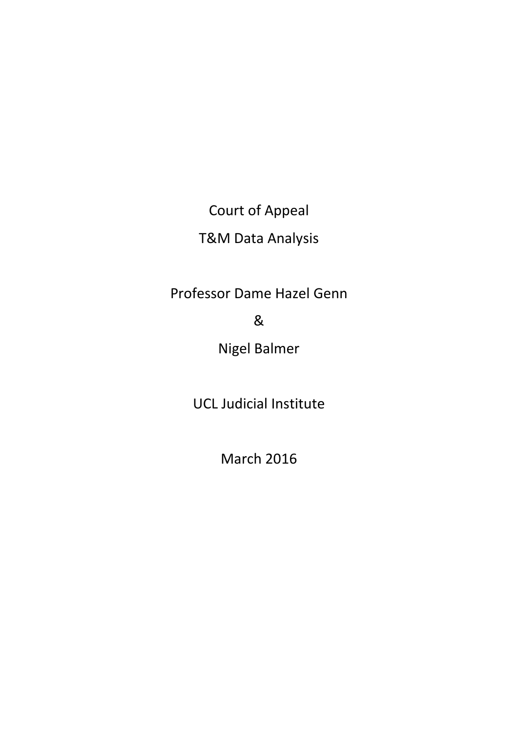# Court of Appeal

## T&M Data Analysis

Professor Dame Hazel Genn

&

Nigel Balmer

UCL Judicial Institute

March 2016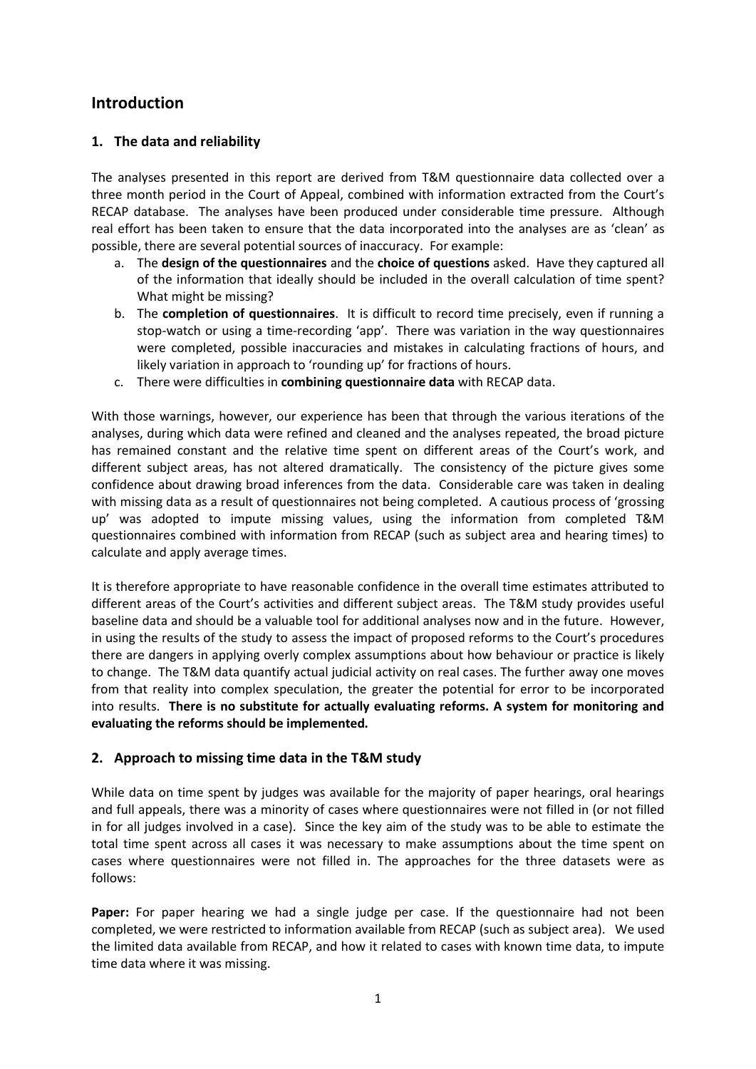# Introduction

## 1. The data and reliability

The analyses presented in this report are derived from T&M questionnaire data collected over a three month period in the Court of Appeal, combined with information extracted from the Court's RECAP database. The analyses have been produced under considerable time pressure. Although real effort has been taken to ensure that the data incorporated into the analyses are as 'clean' as possible, there are several potential sources of inaccuracy. For example:

a. The **design of the questionnaires** and the **choice of questions** asked. Have they captured all of the information that ideally should be included in the overall calculation of time spent? What might be missing?

b. The **completion of questionnaires**. It is difficult to record time precisely, even if running a stop-watch or using a time-recording 'app'. There was variation in the way questionnaires were completed, possible inaccuracies and mistakes in calculating fractions of hours, and likely variation in approach to 'rounding up' for fractions of hours.

c. There were difficulties in **combining questionnaire data** with RECAP data.

With those warnings, however, our experience has been that through the various iterations of the analyses, during which data were refined and cleaned and the analyses repeated, the broad picture has remained constant and the relative time spent on different areas of the Court's work, and different subject areas, has not altered dramatically. The consistency of the picture gives some confidence about drawing broad inferences from the data. Considerable care was taken in dealing with missing data as a result of questionnaires not being completed. A cautious process of 'grossing up' was adopted to impute missing values, using the information from completed T&M questionnaires combined with information from RECAP (such as subject area and hearing times) to calculate and apply average times.

It is therefore appropriate to have reasonable confidence in the overall time estimates attributed to different areas of the Court's activities and different subject areas. The T&M study provides useful baseline data and should be a valuable tool for additional analyses now and in the future. However, in using the results of the study to assess the impact of proposed reforms to the Court's procedures there are dangers in applying overly complex assumptions about how behaviour or practice is likely to change. The T&M data quantify actual judicial activity on real cases. The further away one moves from that reality into complex speculation, the greater the potential for error to be incorporated into results. **There is no substitute for actually evaluating reforms. A system for monitoring and evaluating the reforms should be implemented.**

## 2. Approach to missing time data in the T&M study

While data on time spent by judges was available for the majority of paper hearings, oral hearings and full appeals, there was a minority of cases where questionnaires were not filled in (or not filled in for all judges involved in a case). Since the key aim of the study was to be able to estimate the total time spent across all cases it was necessary to make assumptions about the time spent on cases where questionnaires were not filled in. The approaches for the three datasets were as follows:

**Paper:** For paper hearing we had a single judge per case. If the questionnaire had not been completed, we were restricted to information available from RECAP (such as subject area). We used the limited data available from RECAP, and how it related to cases with known time data, to impute time data where it was missing.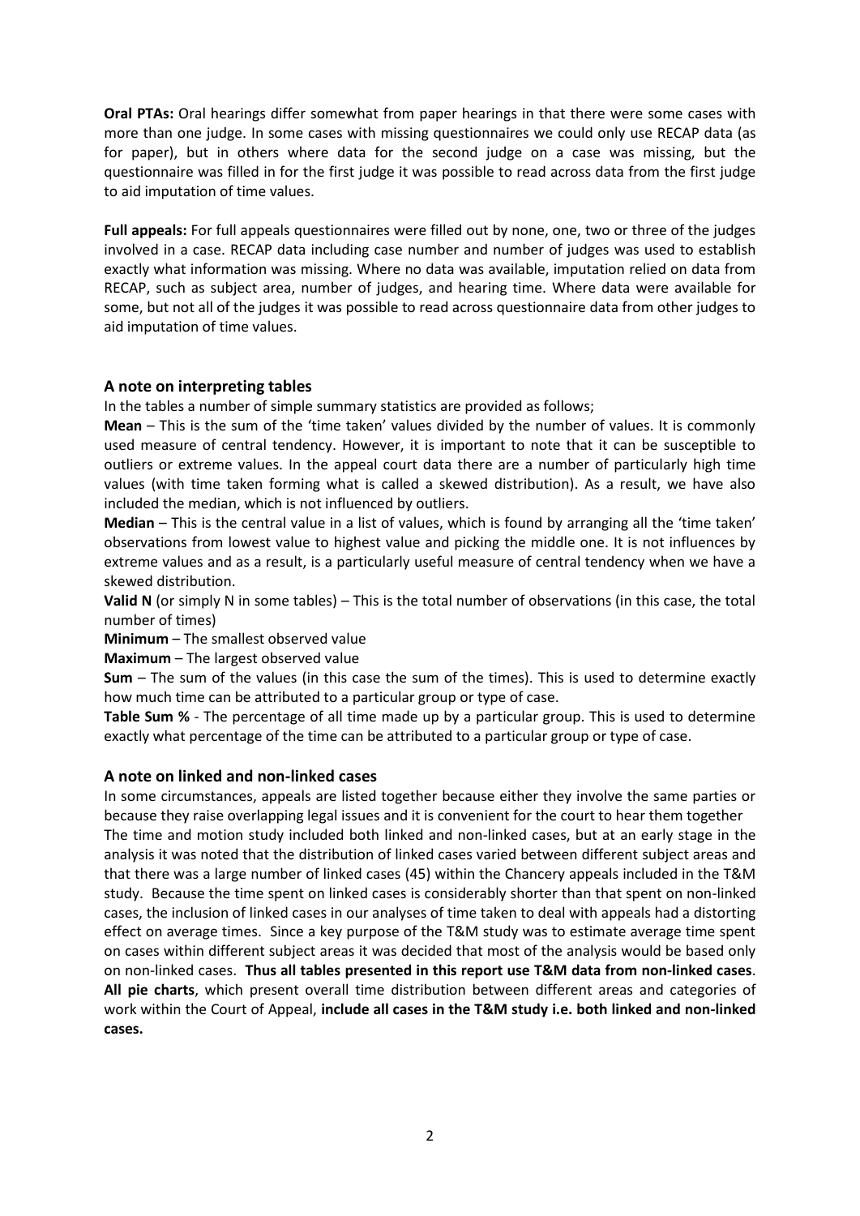**Oral PTAs:** Oral hearings differ somewhat from paper hearings in that there were some cases with more than one judge. In some cases with missing questionnaires we could only use RECAP data (as for paper), but in others where data for the second judge on a case was missing, but the questionnaire was filled in for the first judge it was possible to read across data from the first judge to aid imputation of time values.

**Full appeals:** For full appeals questionnaires were filled out by none, one, two or three of the judges involved in a case. RECAP data including case number and number of judges was used to establish exactly what information was missing. Where no data was available, imputation relied on data from RECAP, such as subject area, number of judges, and hearing time. Where data were available for some, but not all of the judges it was possible to read across questionnaire data from other judges to aid imputation of time values.

### A note on interpreting tables

In the tables a number of simple summary statistics are provided as follows;

**Mean** – This is the sum of the 'time taken' values divided by the number of values. It is commonly used measure of central tendency. However, it is important to note that it can be susceptible to outliers or extreme values. In the appeal court data there are a number of particularly high time values (with time taken forming what is called a skewed distribution). As a result, we have also included the median, which is not influenced by outliers.

**Median** – This is the central value in a list of values, which is found by arranging all the 'time taken' observations from lowest value to highest value and picking the middle one. It is not influences by extreme values and as a result, is a particularly useful measure of central tendency when we have a skewed distribution.

**Valid N** (or simply N in some tables) – This is the total number of observations (in this case, the total number of times)

**Minimum** – The smallest observed value

**Maximum** – The largest observed value

**Sum** – The sum of the values (in this case the sum of the times). This is used to determine exactly how much time can be attributed to a particular group or type of case.

**Table Sum %** - The percentage of all time made up by a particular group. This is used to determine exactly what percentage of the time can be attributed to a particular group or type of case.

### A note on linked and non-linked cases

In some circumstances, appeals are listed together because either they involve the same parties or because they raise overlapping legal issues and it is convenient for the court to hear them together

The time and motion study included both linked and non-linked cases, but at an early stage in the analysis it was noted that the distribution of linked cases varied between different subject areas and that there was a large number of linked cases (45) within the Chancery appeals included in the T&M study. Because the time spent on linked cases is considerably shorter than that spent on non-linked cases, the inclusion of linked cases in our analyses of time taken to deal with appeals had a distorting effect on average times. Since a key purpose of the T&M study was to estimate average time spent on cases within different subject areas it was decided that most of the analysis would be based only on non-linked cases. **Thus all tables presented in this report use T&M data from non-linked cases**. **All pie charts**, which present overall time distribution between different areas and categories of work within the Court of Appeal, **include all cases in the T&M study i.e. both linked and non-linked cases.**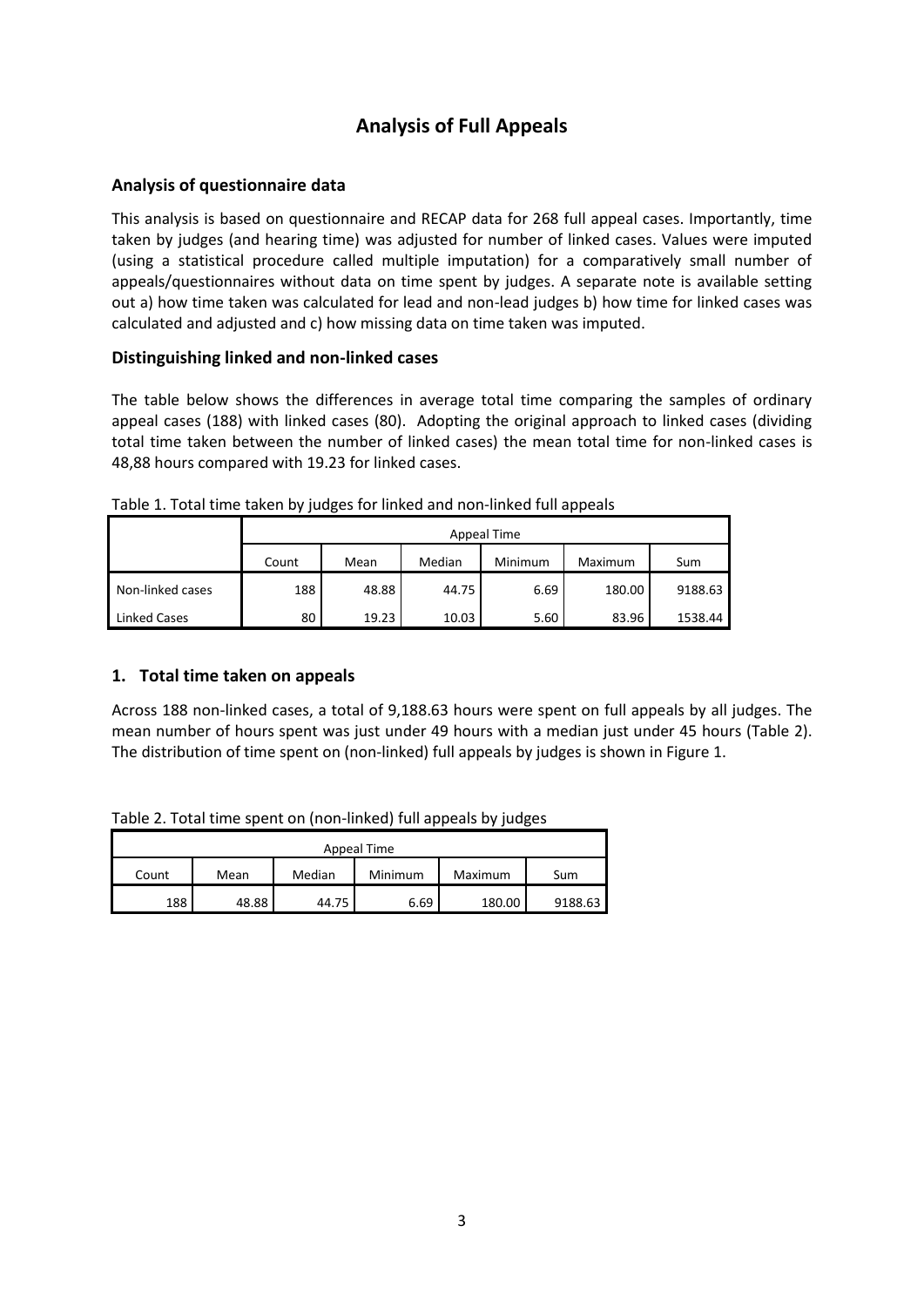# Analysis of Full Appeals

### Analysis of questionnaire data

This analysis is based on questionnaire and RECAP data for 268 full appeal cases. Importantly, time taken by judges (and hearing time) was adjusted for number of linked cases. Values were imputed (using a statistical procedure called multiple imputation) for a comparatively small number of appeals/questionnaires without data on time spent by judges. A separate note is available setting out a) how time taken was calculated for lead and non-lead judges b) how time for linked cases was calculated and adjusted and c) how missing data on time taken was imputed.

### Distinguishing linked and non-linked cases

The table below shows the differences in average total time comparing the samples of ordinary appeal cases (188) with linked cases (80). Adopting the original approach to linked cases (dividing total time taken between the number of linked cases) the mean total time for non-linked cases is 48,88 hours compared with 19.23 for linked cases.

Table 1. Total time taken by judges for linked and non-linked full appeals

| | Appeal Time | | | | | |
|---|---|---|---|---|---|---|
| | Count | Mean | Median | Minimum | Maximum | Sum |
| Non-linked cases | 188 | 48.88 | 44.75 | 6.69 | 180.00 | 9188.63 |
| Linked Cases | 80 | 19.23 | 10.03 | 5.60 | 83.96 | 1538.44 |

### 1. Total time taken on appeals

Across 188 non-linked cases, a total of 9,188.63 hours were spent on full appeals by all judges. The mean number of hours spent was just under 49 hours with a median just under 45 hours (Table 2). The distribution of time spent on (non-linked) full appeals by judges is shown in Figure 1.

Table 2. Total time spent on (non-linked) full appeals by judges

| Appeal Time | | | | | |
|---|---|---|---|---|---|
| Count | Mean | Median | Minimum | Maximum | Sum |
| 188 | 48.88 | 44.75 | 6.69 | 180.00 | 9188.63 |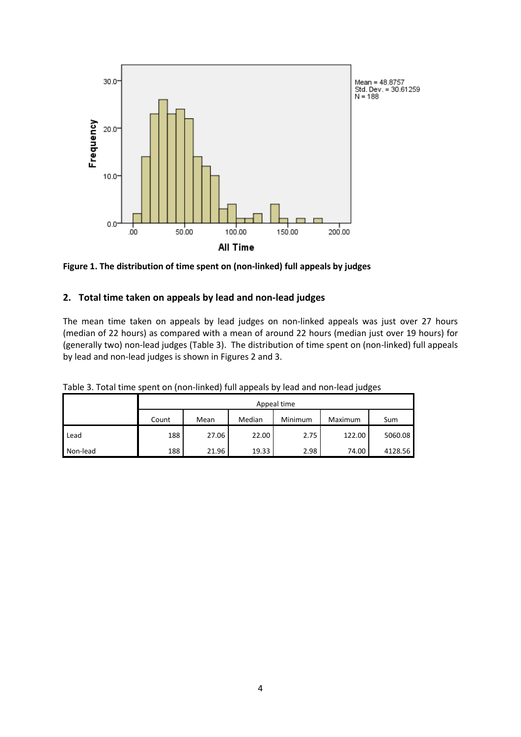**Figure 1. The distribution of time spent on (non-linked) full appeals by judges**

## 2. Total time taken on appeals by lead and non-lead judges

The mean time taken on appeals by lead judges on non-linked appeals was just over 27 hours (median of 22 hours) as compared with a mean of around 22 hours (median just over 19 hours) for (generally two) non-lead judges (Table 3). The distribution of time spent on (non-linked) full appeals by lead and non-lead judges is shown in Figures 2 and 3.

Table 3. Total time spent on (non-linked) full appeals by lead and non-lead judges

| | Appeal time | | | | | |
|---|---|---|---|---|---|---|
| | Count | Mean | Median | Minimum | Maximum | Sum |
| Lead | 188 | 27.06 | 22.00 | 2.75 | 122.00 | 5060.08 |
| Non-lead | 188 | 21.96 | 19.33 | 2.98 | 74.00 | 4128.56 |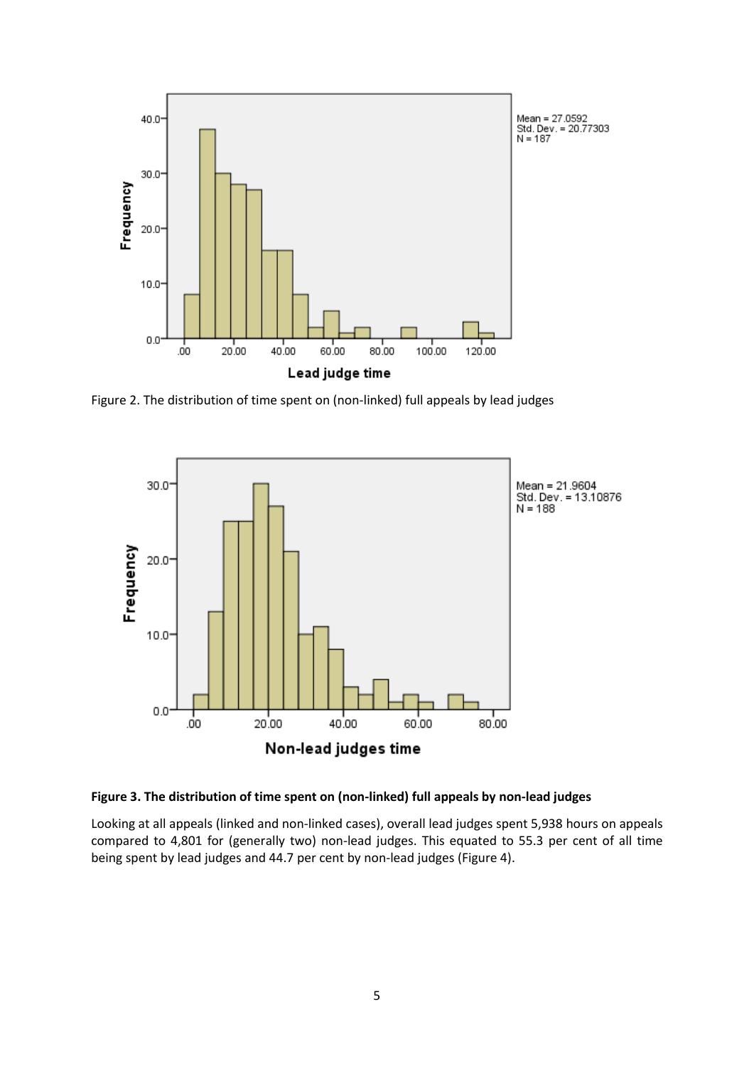Figure 2. The distribution of time spent on (non-linked) full appeals by lead judges

**Figure 3. The distribution of time spent on (non-linked) full appeals by non-lead judges**

Looking at all appeals (linked and non-linked cases), overall lead judges spent 5,938 hours on appeals compared to 4,801 for (generally two) non-lead judges. This equated to 55.3 per cent of all time being spent by lead judges and 44.7 per cent by non-lead judges (Figure 4).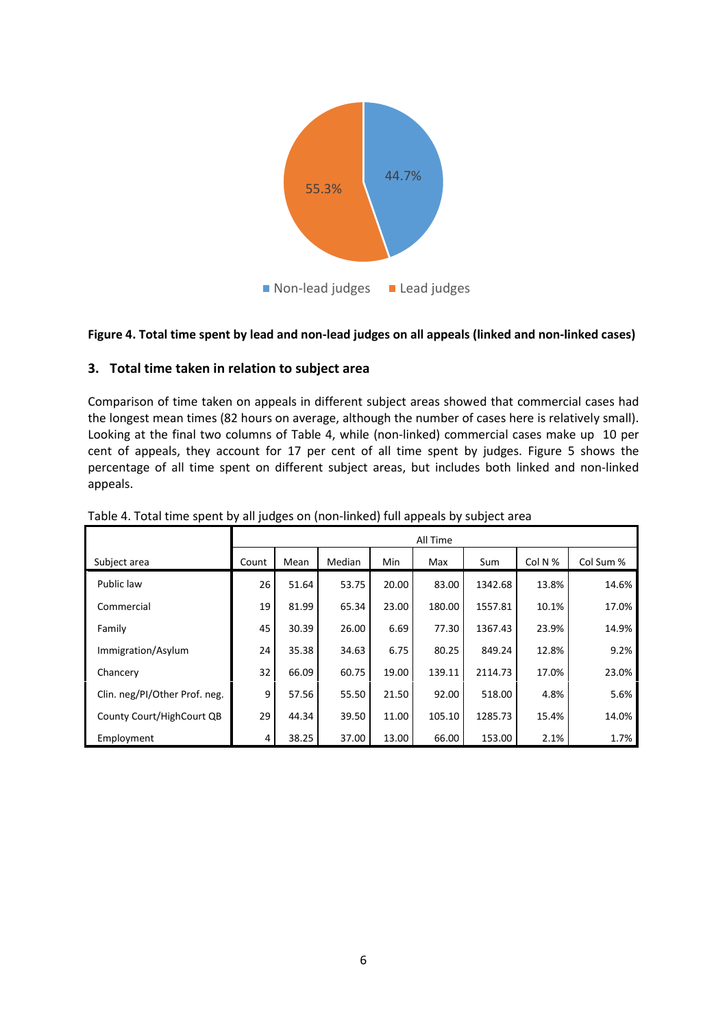**Figure 4. Total time spent by lead and non-lead judges on all appeals (linked and non-linked cases)**

## 3. Total time taken in relation to subject area

Comparison of time taken on appeals in different subject areas showed that commercial cases had the longest mean times (82 hours on average, although the number of cases here is relatively small). Looking at the final two columns of Table 4, while (non-linked) commercial cases make up 10 per cent of appeals, they account for 17 per cent of all time spent by judges. Figure 5 shows the percentage of all time spent on different subject areas, but includes both linked and non-linked appeals.

Table 4. Total time spent by all judges on (non-linked) full appeals by subject area

| | All Time | | | | | | | |
|---|---|---|---|---|---|---|---|---|
| Subject area | Count | Mean | Median | Min | Max | Sum | Col N % | Col Sum % |
| Public law | 26 | 51.64 | 53.75 | 20.00 | 83.00 | 1342.68 | 13.8% | 14.6% |
| Commercial | 19 | 81.99 | 65.34 | 23.00 | 180.00 | 1557.81 | 10.1% | 17.0% |
| Family | 45 | 30.39 | 26.00 | 6.69 | 77.30 | 1367.43 | 23.9% | 14.9% |
| Immigration/Asylum | 24 | 35.38 | 34.63 | 6.75 | 80.25 | 849.24 | 12.8% | 9.2% |
| Chancery | 32 | 66.09 | 60.75 | 19.00 | 139.11 | 2114.73 | 17.0% | 23.0% |
| Clin. neg/PI/Other Prof. neg. | 9 | 57.56 | 55.50 | 21.50 | 92.00 | 518.00 | 4.8% | 5.6% |
| County Court/HighCourt QB | 29 | 44.34 | 39.50 | 11.00 | 105.10 | 1285.73 | 15.4% | 14.0% |
| Employment | 4 | 38.25 | 37.00 | 13.00 | 66.00 | 153.00 | 2.1% | 1.7% |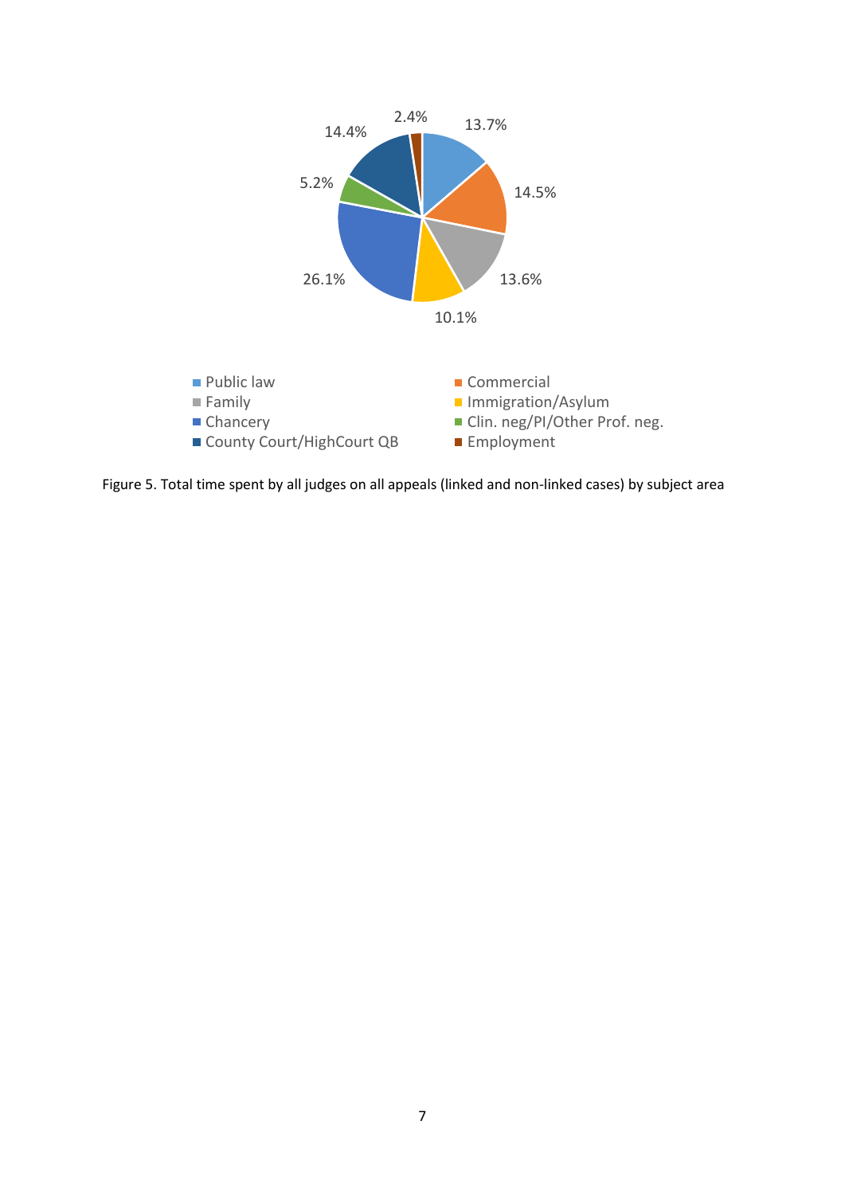Figure 5. Total time spent by all judges on all appeals (linked and non-linked cases) by subject area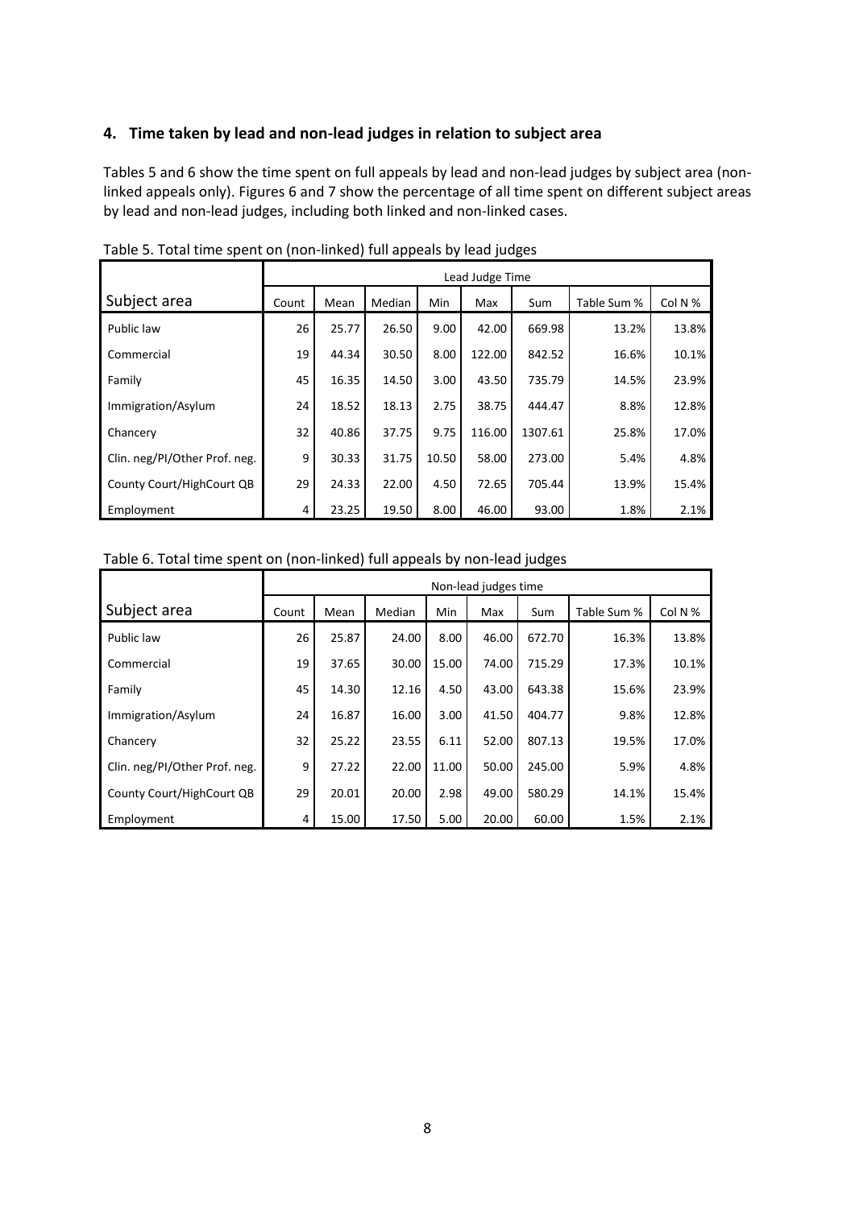## 4. Time taken by lead and non-lead judges in relation to subject area

Tables 5 and 6 show the time spent on full appeals by lead and non-lead judges by subject area (non-linked appeals only). Figures 6 and 7 show the percentage of all time spent on different subject areas by lead and non-lead judges, including both linked and non-linked cases.

Table 5. Total time spent on (non-linked) full appeals by lead judges

| | Lead Judge Time | | | | | | | |
|---|---|---|---|---|---|---|---|---|
| Subject area | Count | Mean | Median | Min | Max | Sum | Table Sum % | Col N % |
| Public law | 26 | 25.77 | 26.50 | 9.00 | 42.00 | 669.98 | 13.2% | 13.8% |
| Commercial | 19 | 44.34 | 30.50 | 8.00 | 122.00 | 842.52 | 16.6% | 10.1% |
| Family | 45 | 16.35 | 14.50 | 3.00 | 43.50 | 735.79 | 14.5% | 23.9% |
| Immigration/Asylum | 24 | 18.52 | 18.13 | 2.75 | 38.75 | 444.47 | 8.8% | 12.8% |
| Chancery | 32 | 40.86 | 37.75 | 9.75 | 116.00 | 1307.61 | 25.8% | 17.0% |
| Clin. neg/PI/Other Prof. neg. | 9 | 30.33 | 31.75 | 10.50 | 58.00 | 273.00 | 5.4% | 4.8% |
| County Court/HighCourt QB | 29 | 24.33 | 22.00 | 4.50 | 72.65 | 705.44 | 13.9% | 15.4% |
| Employment | 4 | 23.25 | 19.50 | 8.00 | 46.00 | 93.00 | 1.8% | 2.1% |

Table 6. Total time spent on (non-linked) full appeals by non-lead judges

| | Non-lead judges time | | | | | | | |
|---|---|---|---|---|---|---|---|---|
| Subject area | Count | Mean | Median | Min | Max | Sum | Table Sum % | Col N % |
| Public law | 26 | 25.87 | 24.00 | 8.00 | 46.00 | 672.70 | 16.3% | 13.8% |
| Commercial | 19 | 37.65 | 30.00 | 15.00 | 74.00 | 715.29 | 17.3% | 10.1% |
| Family | 45 | 14.30 | 12.16 | 4.50 | 43.00 | 643.38 | 15.6% | 23.9% |
| Immigration/Asylum | 24 | 16.87 | 16.00 | 3.00 | 41.50 | 404.77 | 9.8% | 12.8% |
| Chancery | 32 | 25.22 | 23.55 | 6.11 | 52.00 | 807.13 | 19.5% | 17.0% |
| Clin. neg/PI/Other Prof. neg. | 9 | 27.22 | 22.00 | 11.00 | 50.00 | 245.00 | 5.9% | 4.8% |
| County Court/HighCourt QB | 29 | 20.01 | 20.00 | 2.98 | 49.00 | 580.29 | 14.1% | 15.4% |
| Employment | 4 | 15.00 | 17.50 | 5.00 | 20.00 | 60.00 | 1.5% | 2.1% |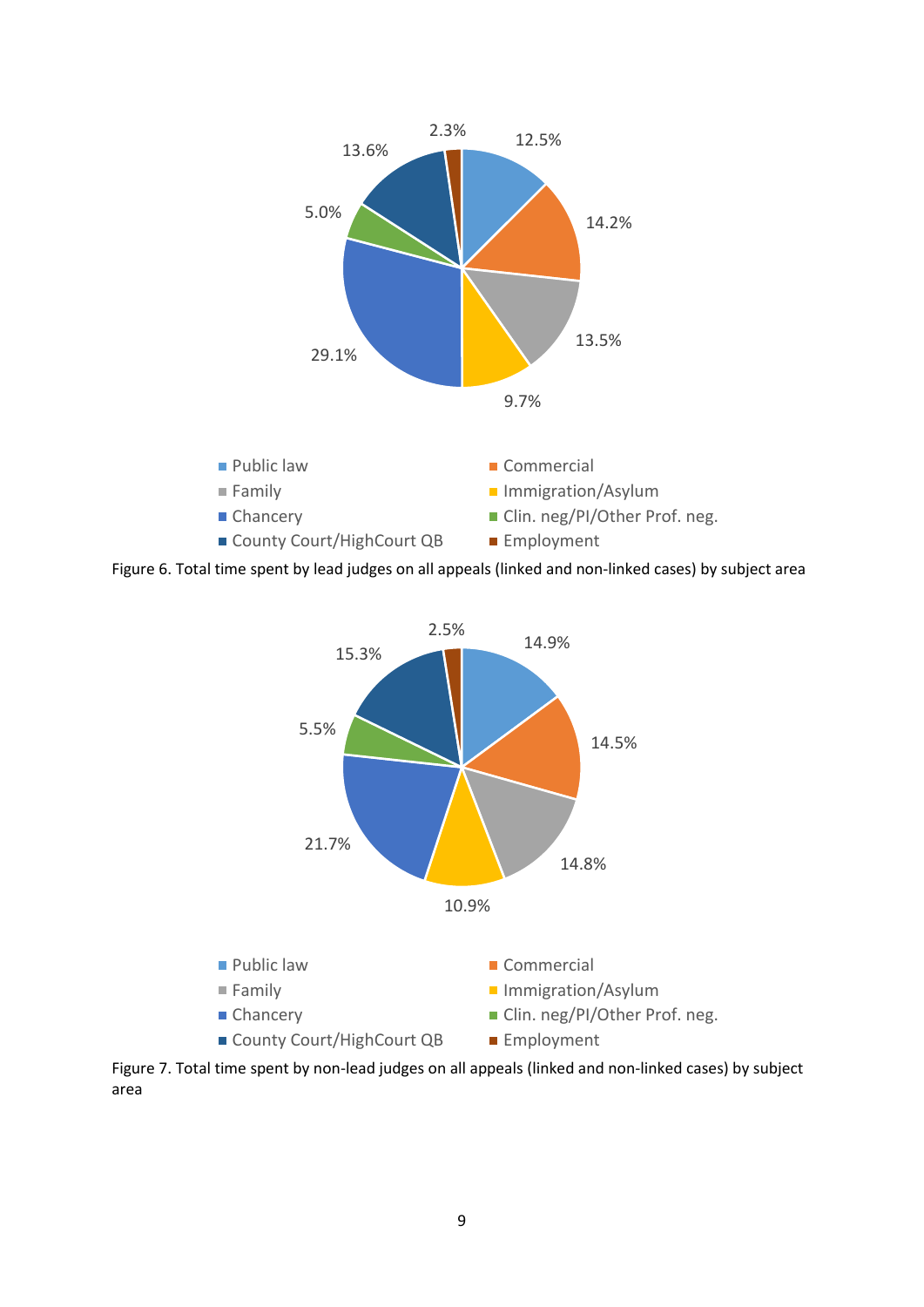Figure 6. Total time spent by lead judges on all appeals (linked and non-linked cases) by subject area

Figure 7. Total time spent by non-lead judges on all appeals (linked and non-linked cases) by subject area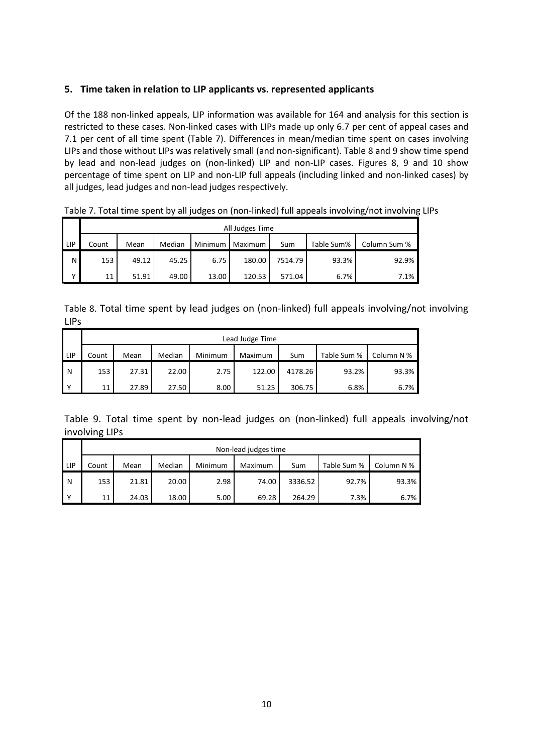## 5. Time taken in relation to LIP applicants vs. represented applicants

Of the 188 non-linked appeals, LIP information was available for 164 and analysis for this section is restricted to these cases. Non-linked cases with LIPs made up only 6.7 per cent of appeal cases and 7.1 per cent of all time spent (Table 7). Differences in mean/median time spent on cases involving LIPs and those without LIPs was relatively small (and non-significant). Table 8 and 9 show time spend by lead and non-lead judges on (non-linked) LIP and non-LIP cases. Figures 8, 9 and 10 show percentage of time spent on LIP and non-LIP full appeals (including linked and non-linked cases) by all judges, lead judges and non-lead judges respectively.

Table 7. Total time spent by all judges on (non-linked) full appeals involving/not involving LIPs

| | All Judges Time | | | | | | | |
|---|---|---|---|---|---|---|---|---|
| LIP | Count | Mean | Median | Minimum | Maximum | Sum | Table Sum% | Column Sum % |
| N | 153 | 49.12 | 45.25 | 6.75 | 180.00 | 7514.79 | 93.3% | 92.9% |
| Y | 11 | 51.91 | 49.00 | 13.00 | 120.53 | 571.04 | 6.7% | 7.1% |

Table 8. Total time spent by lead judges on (non-linked) full appeals involving/not involving LIPs

| | Lead Judge Time | | | | | | | |
|---|---|---|---|---|---|---|---|---|
| LIP | Count | Mean | Median | Minimum | Maximum | Sum | Table Sum % | Column N % |
| N | 153 | 27.31 | 22.00 | 2.75 | 122.00 | 4178.26 | 93.2% | 93.3% |
| Y | 11 | 27.89 | 27.50 | 8.00 | 51.25 | 306.75 | 6.8% | 6.7% |

Table 9. Total time spent by non-lead judges on (non-linked) full appeals involving/not involving LIPs

| | Non-lead judges time | | | | | | | |
|---|---|---|---|---|---|---|---|---|
| LIP | Count | Mean | Median | Minimum | Maximum | Sum | Table Sum % | Column N % |
| N | 153 | 21.81 | 20.00 | 2.98 | 74.00 | 3336.52 | 92.7% | 93.3% |
| Y | 11 | 24.03 | 18.00 | 5.00 | 69.28 | 264.29 | 7.3% | 6.7% |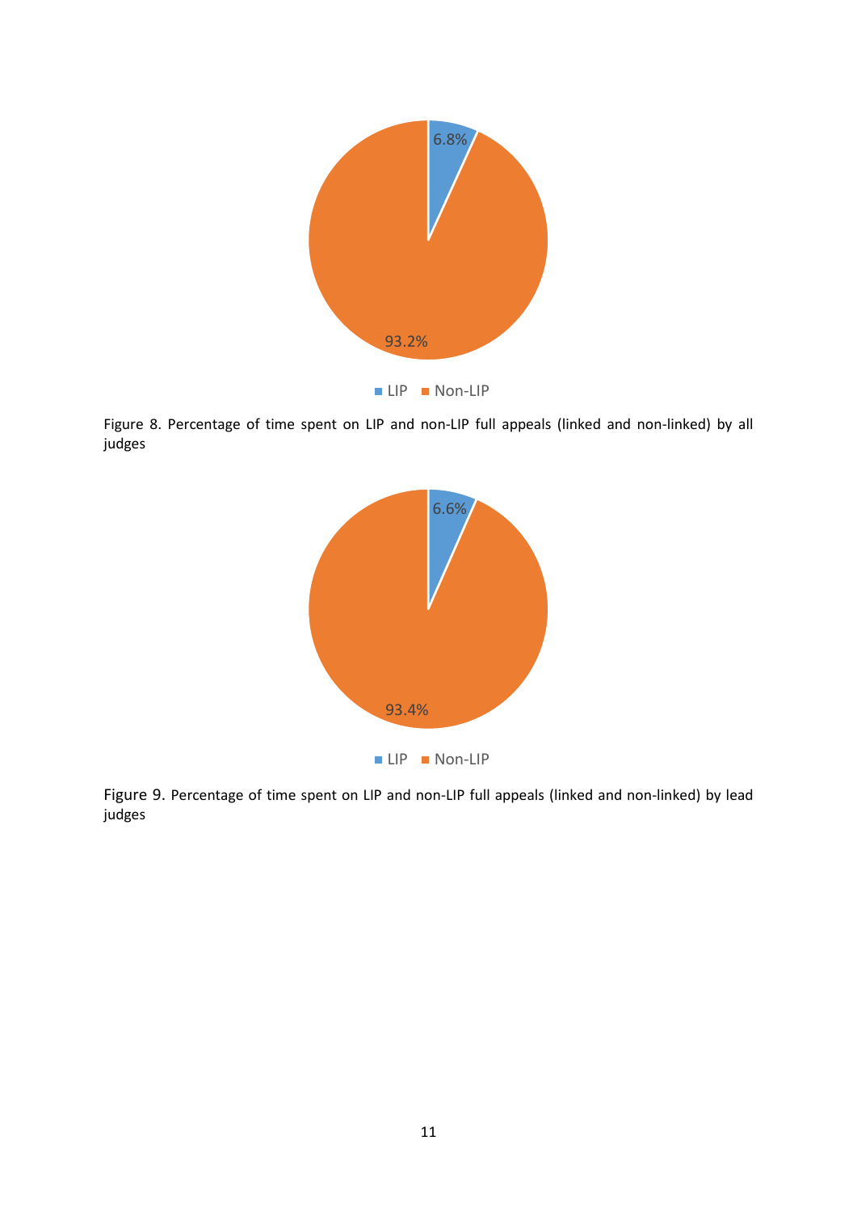Figure 8. Percentage of time spent on LIP and non-LIP full appeals (linked and non-linked) by all judges

Figure 9. Percentage of time spent on LIP and non-LIP full appeals (linked and non-linked) by lead judges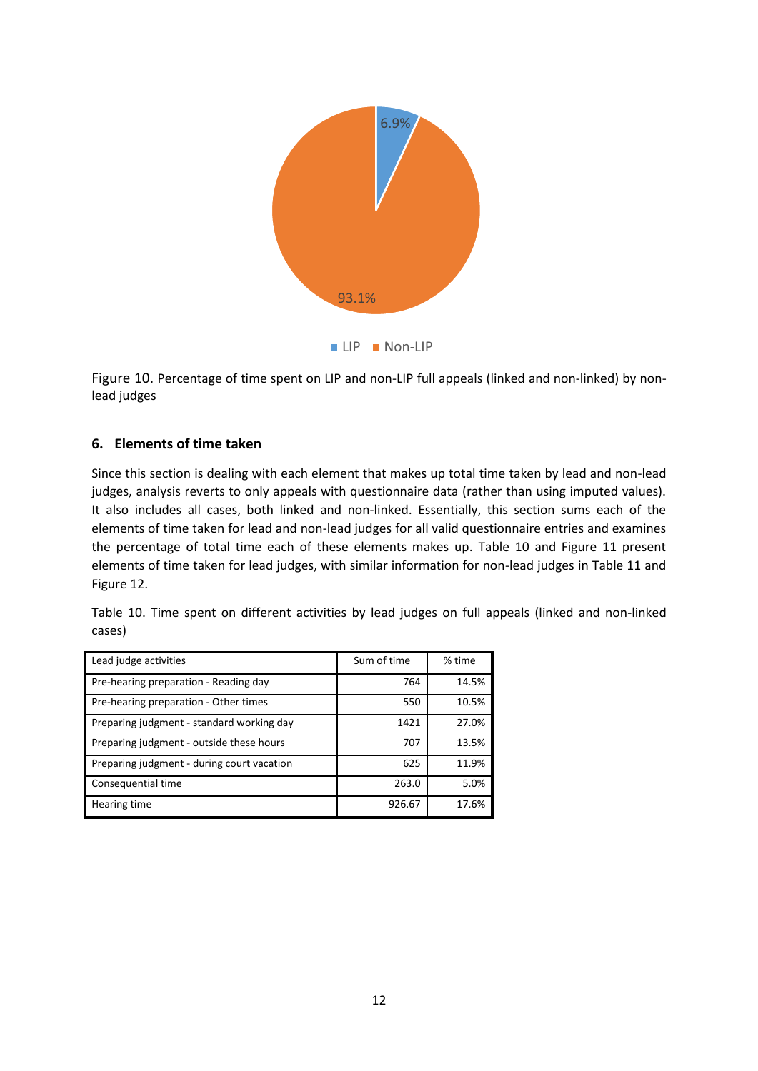Figure 10. Percentage of time spent on LIP and non-LIP full appeals (linked and non-linked) by non-lead judges

## 6. Elements of time taken

Since this section is dealing with each element that makes up total time taken by lead and non-lead judges, analysis reverts to only appeals with questionnaire data (rather than using imputed values). It also includes all cases, both linked and non-linked. Essentially, this section sums each of the elements of time taken for lead and non-lead judges for all valid questionnaire entries and examines the percentage of total time each of these elements makes up. Table 10 and Figure 11 present elements of time taken for lead judges, with similar information for non-lead judges in Table 11 and Figure 12.

Table 10. Time spent on different activities by lead judges on full appeals (linked and non-linked cases)

| Lead judge activities | Sum of time | % time |
|---|---|---|
| Pre-hearing preparation - Reading day | 764 | 14.5% |
| Pre-hearing preparation - Other times | 550 | 10.5% |
| Preparing judgment - standard working day | 1421 | 27.0% |
| Preparing judgment - outside these hours | 707 | 13.5% |
| Preparing judgment - during court vacation | 625 | 11.9% |
| Consequential time | 263.0 | 5.0% |
| Hearing time | 926.67 | 17.6% |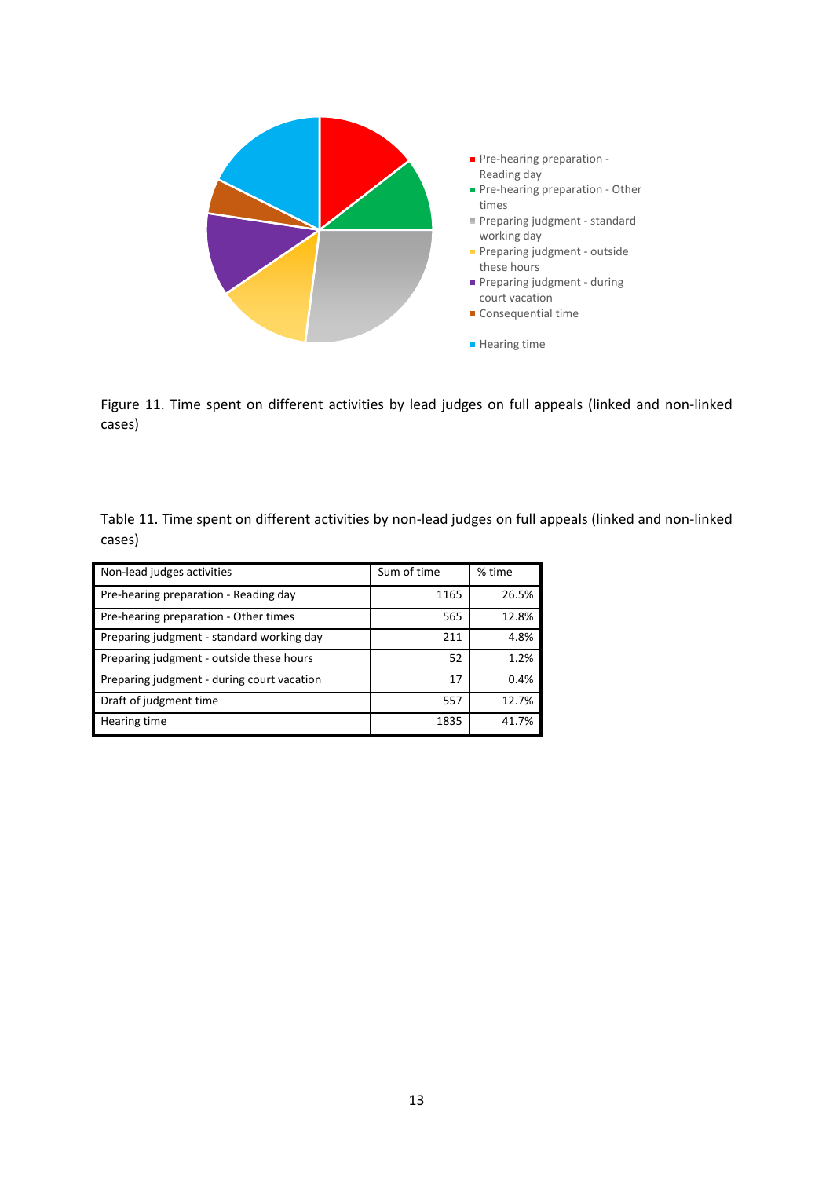Figure 11. Time spent on different activities by lead judges on full appeals (linked and non-linked cases)

Table 11. Time spent on different activities by non-lead judges on full appeals (linked and non-linked cases)

| Non-lead judges activities | Sum of time | % time |
|---|---|---|
| Pre-hearing preparation - Reading day | 1165 | 26.5% |
| Pre-hearing preparation - Other times | 565 | 12.8% |
| Preparing judgment - standard working day | 211 | 4.8% |
| Preparing judgment - outside these hours | 52 | 1.2% |
| Preparing judgment - during court vacation | 17 | 0.4% |
| Draft of judgment time | 557 | 12.7% |
| Hearing time | 1835 | 41.7% |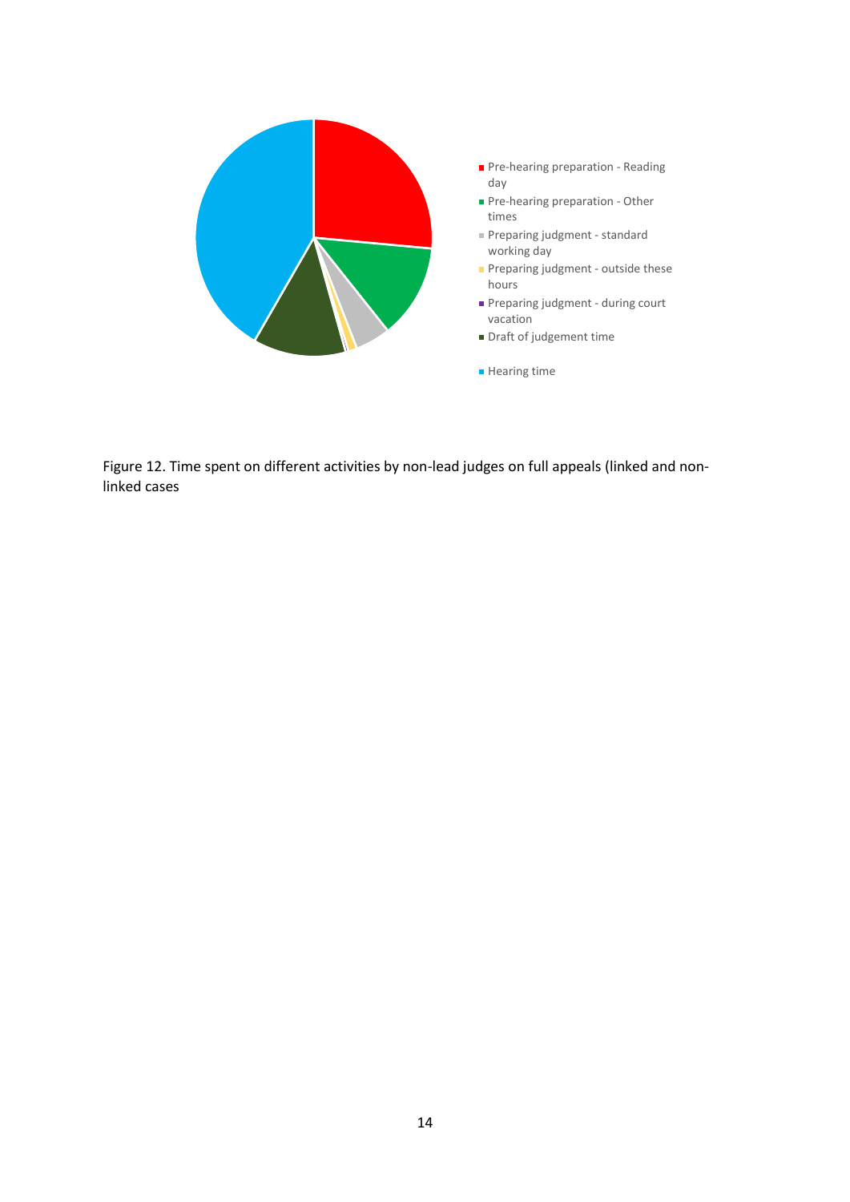- Pre-hearing preparation - Reading day
- Pre-hearing preparation - Other times
- Preparing judgment - standard working day
- Preparing judgment - outside these hours
- Preparing judgment - during court vacation
- Draft of judgement time
- Hearing time

Figure 12. Time spent on different activities by non-lead judges on full appeals (linked and non-linked cases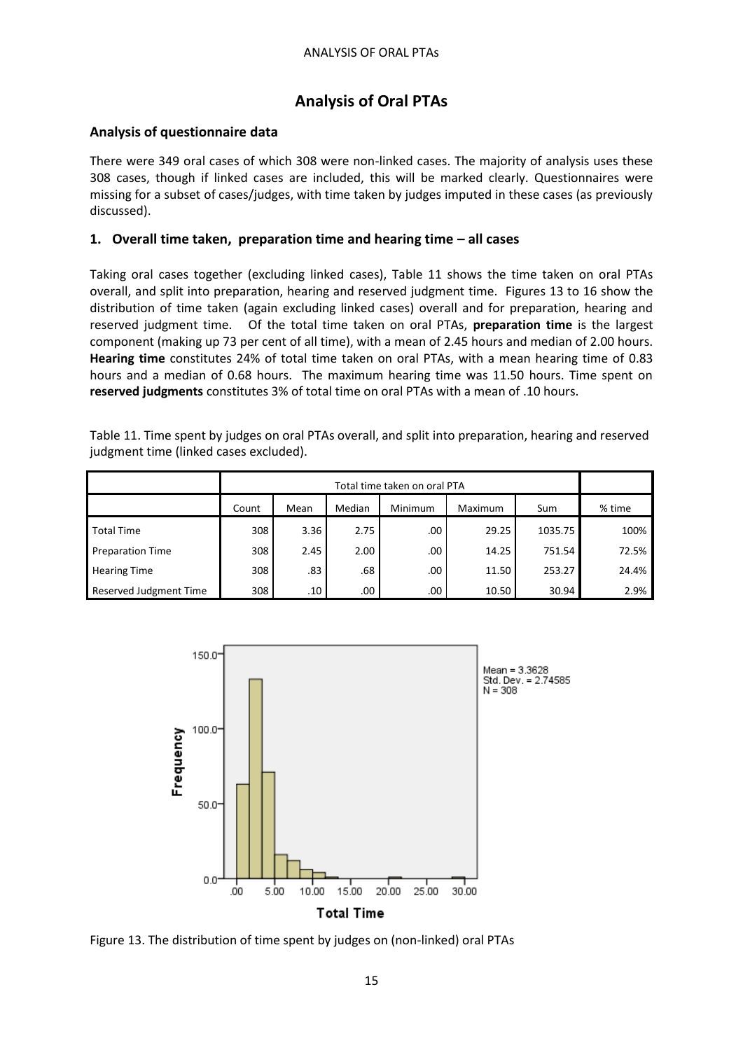# Analysis of Oral PTAs

## Analysis of questionnaire data

There were 349 oral cases of which 308 were non-linked cases. The majority of analysis uses these 308 cases, though if linked cases are included, this will be marked clearly. Questionnaires were missing for a subset of cases/judges, with time taken by judges imputed in these cases (as previously discussed).

## 1. Overall time taken, preparation time and hearing time – all cases

Taking oral cases together (excluding linked cases), Table 11 shows the time taken on oral PTAs overall, and split into preparation, hearing and reserved judgment time. Figures 13 to 16 show the distribution of time taken (again excluding linked cases) overall and for preparation, hearing and reserved judgment time. Of the total time taken on oral PTAs, **preparation time** is the largest component (making up 73 per cent of all time), with a mean of 2.45 hours and median of 2.00 hours. **Hearing time** constitutes 24% of total time taken on oral PTAs, with a mean hearing time of 0.83 hours and a median of 0.68 hours. The maximum hearing time was 11.50 hours. Time spent on **reserved judgments** constitutes 3% of total time on oral PTAs with a mean of .10 hours.

Table 11. Time spent by judges on oral PTAs overall, and split into preparation, hearing and reserved judgment time (linked cases excluded).

| | Total time taken on oral PTA | | | | | | |
|---|---|---|---|---|---|---|---|
| | Count | Mean | Median | Minimum | Maximum | Sum | % time |
| Total Time | 308 | 3.36 | 2.75 | .00 | 29.25 | 1035.75 | 100% |
| Preparation Time | 308 | 2.45 | 2.00 | .00 | 14.25 | 751.54 | 72.5% |
| Hearing Time | 308 | .83 | .68 | .00 | 11.50 | 253.27 | 24.4% |
| Reserved Judgment Time | 308 | .10 | .00 | .00 | 10.50 | 30.94 | 2.9% |

Figure 13. The distribution of time spent by judges on (non-linked) oral PTAs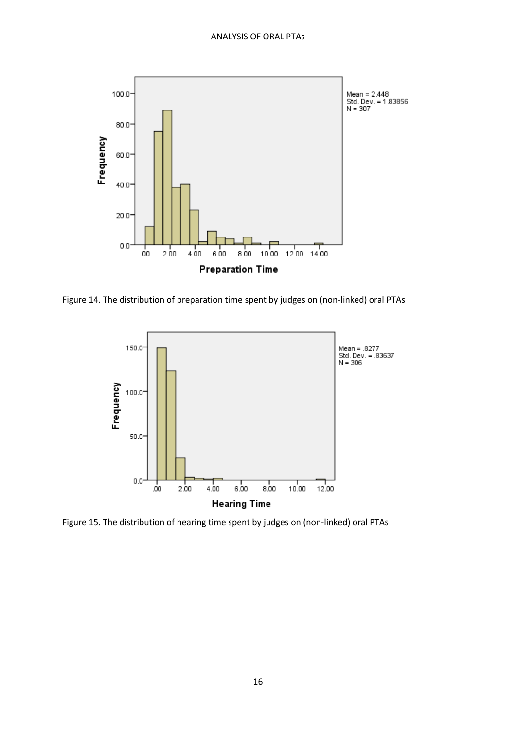Figure 14. The distribution of preparation time spent by judges on (non-linked) oral PTAs

Figure 15. The distribution of hearing time spent by judges on (non-linked) oral PTAs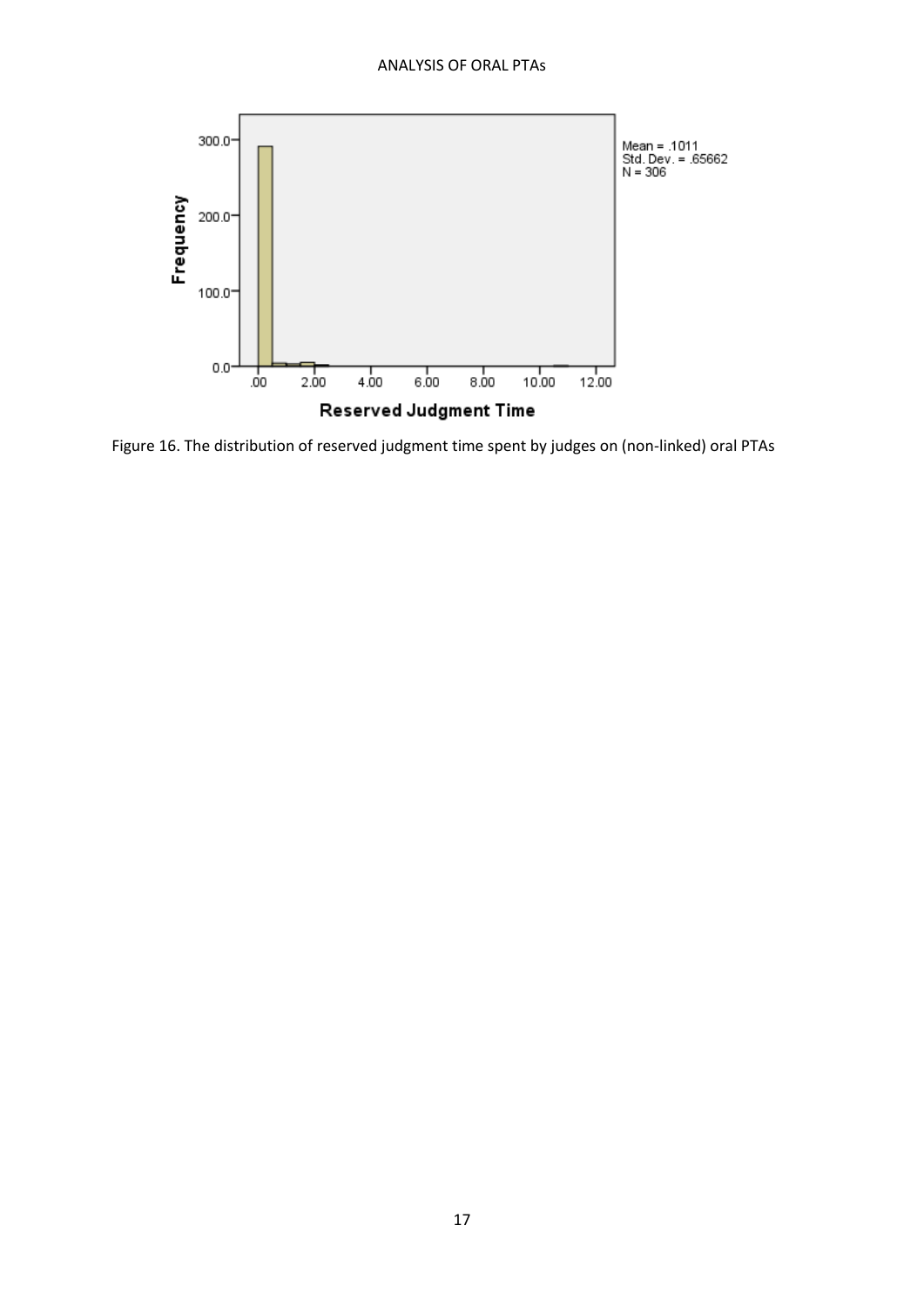Figure 16. The distribution of reserved judgment time spent by judges on (non-linked) oral PTAs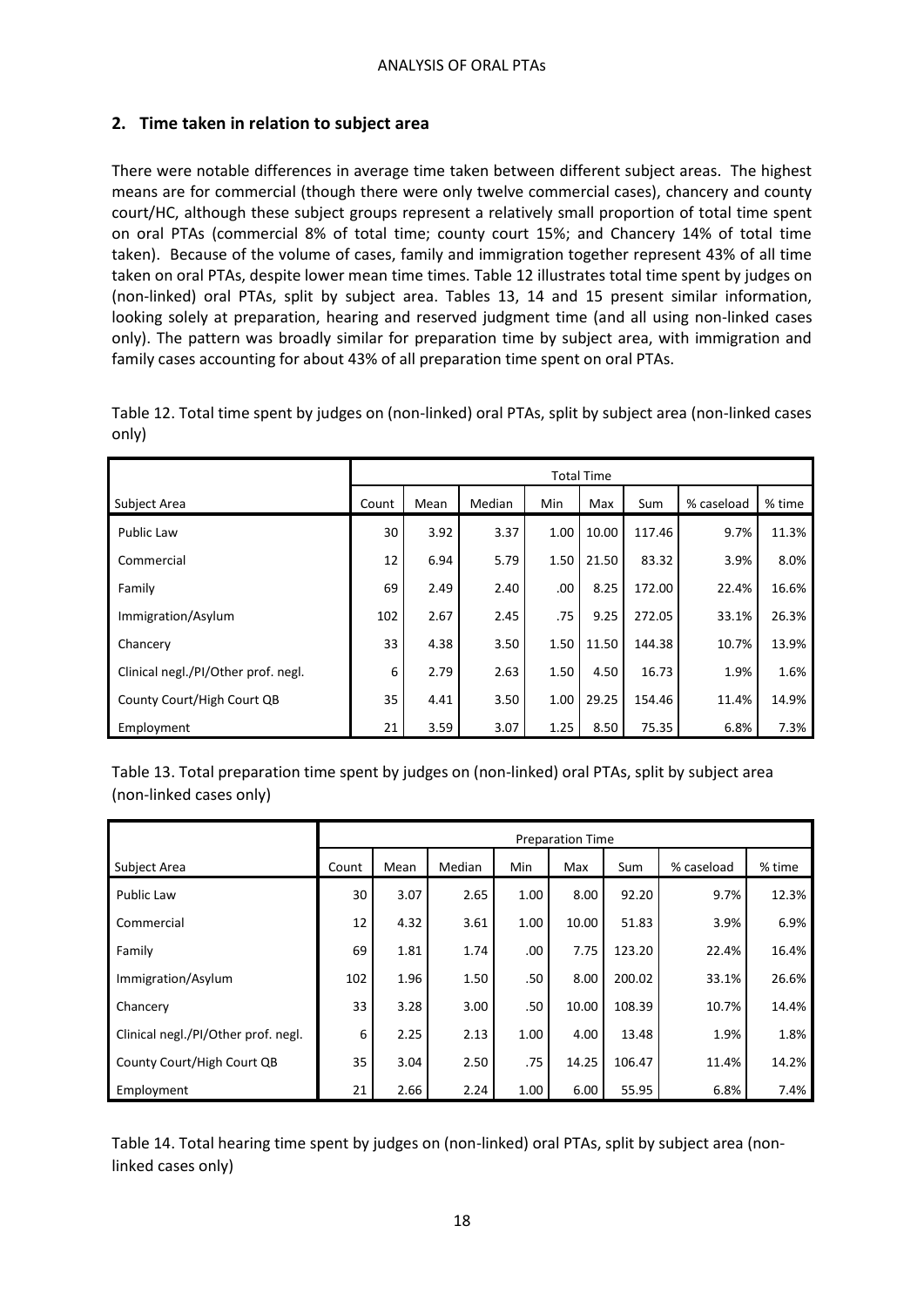## 2. Time taken in relation to subject area

There were notable differences in average time taken between different subject areas. The highest means are for commercial (though there were only twelve commercial cases), chancery and county court/HC, although these subject groups represent a relatively small proportion of total time spent on oral PTAs (commercial 8% of total time; county court 15%; and Chancery 14% of total time taken). Because of the volume of cases, family and immigration together represent 43% of all time taken on oral PTAs, despite lower mean time times. Table 12 illustrates total time spent by judges on (non-linked) oral PTAs, split by subject area. Tables 13, 14 and 15 present similar information, looking solely at preparation, hearing and reserved judgment time (and all using non-linked cases only). The pattern was broadly similar for preparation time by subject area, with immigration and family cases accounting for about 43% of all preparation time spent on oral PTAs.

Table 12. Total time spent by judges on (non-linked) oral PTAs, split by subject area (non-linked cases only)

| | Total Time | | | | | | | |
|---|---|---|---|---|---|---|---|---|
| Subject Area | Count | Mean | Median | Min | Max | Sum | % caseload | % time |
| Public Law | 30 | 3.92 | 3.37 | 1.00 | 10.00 | 117.46 | 9.7% | 11.3% |
| Commercial | 12 | 6.94 | 5.79 | 1.50 | 21.50 | 83.32 | 3.9% | 8.0% |
| Family | 69 | 2.49 | 2.40 | .00 | 8.25 | 172.00 | 22.4% | 16.6% |
| Immigration/Asylum | 102 | 2.67 | 2.45 | .75 | 9.25 | 272.05 | 33.1% | 26.3% |
| Chancery | 33 | 4.38 | 3.50 | 1.50 | 11.50 | 144.38 | 10.7% | 13.9% |
| Clinical negl./PI/Other prof. negl. | 6 | 2.79 | 2.63 | 1.50 | 4.50 | 16.73 | 1.9% | 1.6% |
| County Court/High Court QB | 35 | 4.41 | 3.50 | 1.00 | 29.25 | 154.46 | 11.4% | 14.9% |
| Employment | 21 | 3.59 | 3.07 | 1.25 | 8.50 | 75.35 | 6.8% | 7.3% |

Table 13. Total preparation time spent by judges on (non-linked) oral PTAs, split by subject area (non-linked cases only)

| | Preparation Time | | | | | | | |
|---|---|---|---|---|---|---|---|---|
| Subject Area | Count | Mean | Median | Min | Max | Sum | % caseload | % time |
| Public Law | 30 | 3.07 | 2.65 | 1.00 | 8.00 | 92.20 | 9.7% | 12.3% |
| Commercial | 12 | 4.32 | 3.61 | 1.00 | 10.00 | 51.83 | 3.9% | 6.9% |
| Family | 69 | 1.81 | 1.74 | .00 | 7.75 | 123.20 | 22.4% | 16.4% |
| Immigration/Asylum | 102 | 1.96 | 1.50 | .50 | 8.00 | 200.02 | 33.1% | 26.6% |
| Chancery | 33 | 3.28 | 3.00 | .50 | 10.00 | 108.39 | 10.7% | 14.4% |
| Clinical negl./PI/Other prof. negl. | 6 | 2.25 | 2.13 | 1.00 | 4.00 | 13.48 | 1.9% | 1.8% |
| County Court/High Court QB | 35 | 3.04 | 2.50 | .75 | 14.25 | 106.47 | 11.4% | 14.2% |
| Employment | 21 | 2.66 | 2.24 | 1.00 | 6.00 | 55.95 | 6.8% | 7.4% |

Table 14. Total hearing time spent by judges on (non-linked) oral PTAs, split by subject area (non-linked cases only)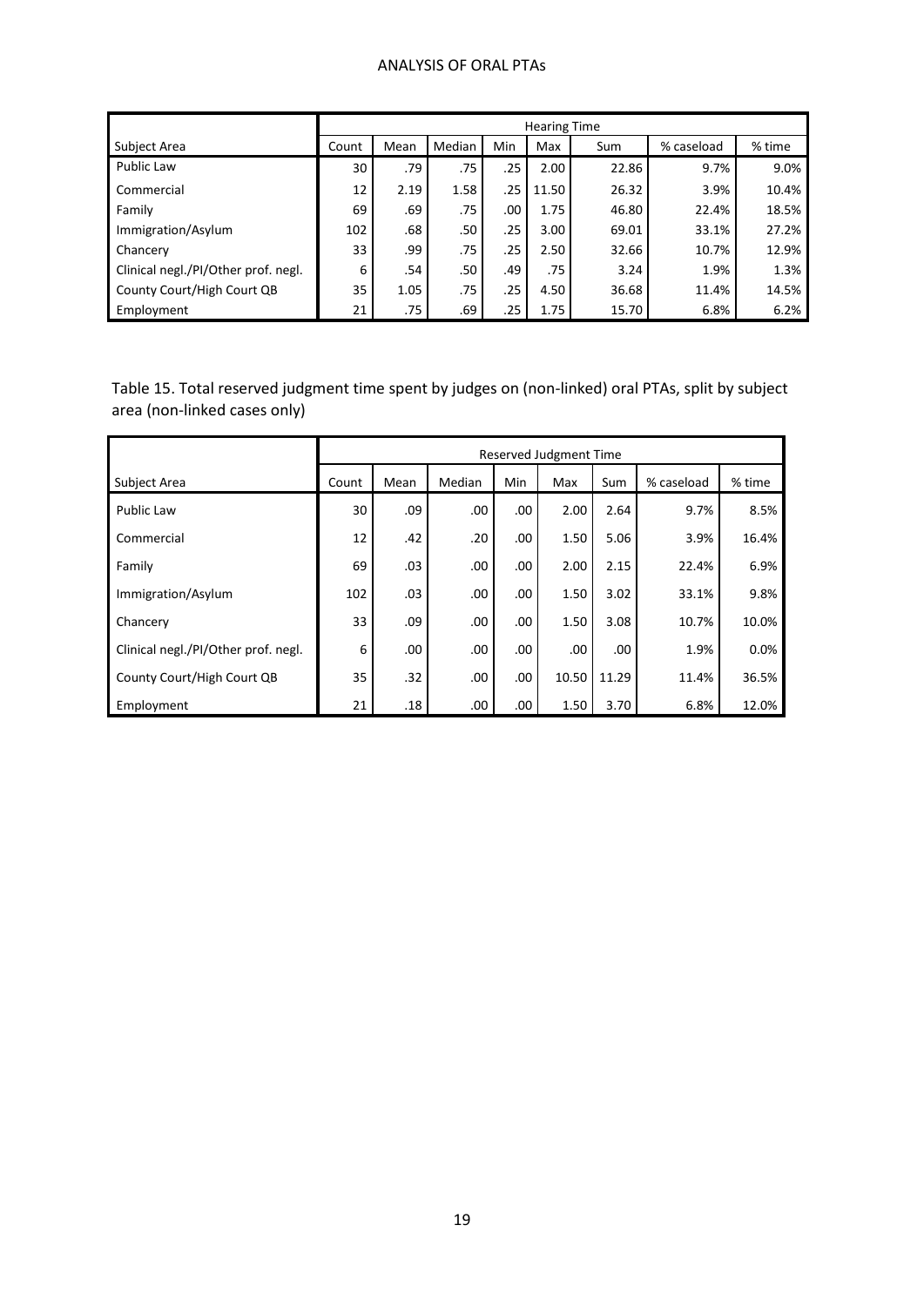| | Hearing Time | | | | | | | |
|---|---|---|---|---|---|---|---|---|
| Subject Area | Count | Mean | Median | Min | Max | Sum | % caseload | % time |
| Public Law | 30 | .79 | .75 | .25 | 2.00 | 22.86 | 9.7% | 9.0% |
| Commercial | 12 | 2.19 | 1.58 | .25 | 11.50 | 26.32 | 3.9% | 10.4% |
| Family | 69 | .69 | .75 | .00 | 1.75 | 46.80 | 22.4% | 18.5% |
| Immigration/Asylum | 102 | .68 | .50 | .25 | 3.00 | 69.01 | 33.1% | 27.2% |
| Chancery | 33 | .99 | .75 | .25 | 2.50 | 32.66 | 10.7% | 12.9% |
| Clinical negl./PI/Other prof. negl. | 6 | .54 | .50 | .49 | .75 | 3.24 | 1.9% | 1.3% |
| County Court/High Court QB | 35 | 1.05 | .75 | .25 | 4.50 | 36.68 | 11.4% | 14.5% |
| Employment | 21 | .75 | .69 | .25 | 1.75 | 15.70 | 6.8% | 6.2% |

Table 15. Total reserved judgment time spent by judges on (non-linked) oral PTAs, split by subject area (non-linked cases only)

| | Reserved Judgment Time | | | | | | | |
|---|---|---|---|---|---|---|---|---|
| Subject Area | Count | Mean | Median | Min | Max | Sum | % caseload | % time |
| Public Law | 30 | .09 | .00 | .00 | 2.00 | 2.64 | 9.7% | 8.5% |
| Commercial | 12 | .42 | .20 | .00 | 1.50 | 5.06 | 3.9% | 16.4% |
| Family | 69 | .03 | .00 | .00 | 2.00 | 2.15 | 22.4% | 6.9% |
| Immigration/Asylum | 102 | .03 | .00 | .00 | 1.50 | 3.02 | 33.1% | 9.8% |
| Chancery | 33 | .09 | .00 | .00 | 1.50 | 3.08 | 10.7% | 10.0% |
| Clinical negl./PI/Other prof. negl. | 6 | .00 | .00 | .00 | .00 | .00 | 1.9% | 0.0% |
| County Court/High Court QB | 35 | .32 | .00 | .00 | 10.50 | 11.29 | 11.4% | 36.5% |
| Employment | 21 | .18 | .00 | .00 | 1.50 | 3.70 | 6.8% | 12.0% |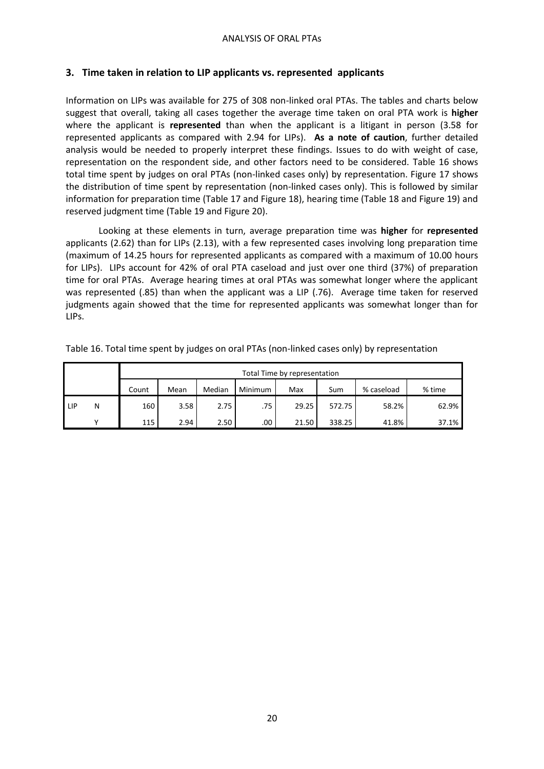## 3. Time taken in relation to LIP applicants vs. represented applicants

Information on LIPs was available for 275 of 308 non-linked oral PTAs. The tables and charts below suggest that overall, taking all cases together the average time taken on oral PTA work is **higher** where the applicant is **represented** than when the applicant is a litigant in person (3.58 for represented applicants as compared with 2.94 for LIPs). **As a note of caution**, further detailed analysis would be needed to properly interpret these findings. Issues to do with weight of case, representation on the respondent side, and other factors need to be considered. Table 16 shows total time spent by judges on oral PTAs (non-linked cases only) by representation. Figure 17 shows the distribution of time spent by representation (non-linked cases only). This is followed by similar information for preparation time (Table 17 and Figure 18), hearing time (Table 18 and Figure 19) and reserved judgment time (Table 19 and Figure 20).

Looking at these elements in turn, average preparation time was **higher** for **represented** applicants (2.62) than for LIPs (2.13), with a few represented cases involving long preparation time (maximum of 14.25 hours for represented applicants as compared with a maximum of 10.00 hours for LIPs). LIPs account for 42% of oral PTA caseload and just over one third (37%) of preparation time for oral PTAs. Average hearing times at oral PTAs was somewhat longer where the applicant was represented (.85) than when the applicant was a LIP (.76). Average time taken for reserved judgments again showed that the time for represented applicants was somewhat longer than for LIPs.

Table 16. Total time spent by judges on oral PTAs (non-linked cases only) by representation

| | | Total Time by representation | | | | | | | |
|---|---|---|---|---|---|---|---|---|---|
| | | Count | Mean | Median | Minimum | Max | Sum | % caseload | % time |
| LIP | N | 160 | 3.58 | 2.75 | .75 | 29.25 | 572.75 | 58.2% | 62.9% |
| | Y | 115 | 2.94 | 2.50 | .00 | 21.50 | 338.25 | 41.8% | 37.1% |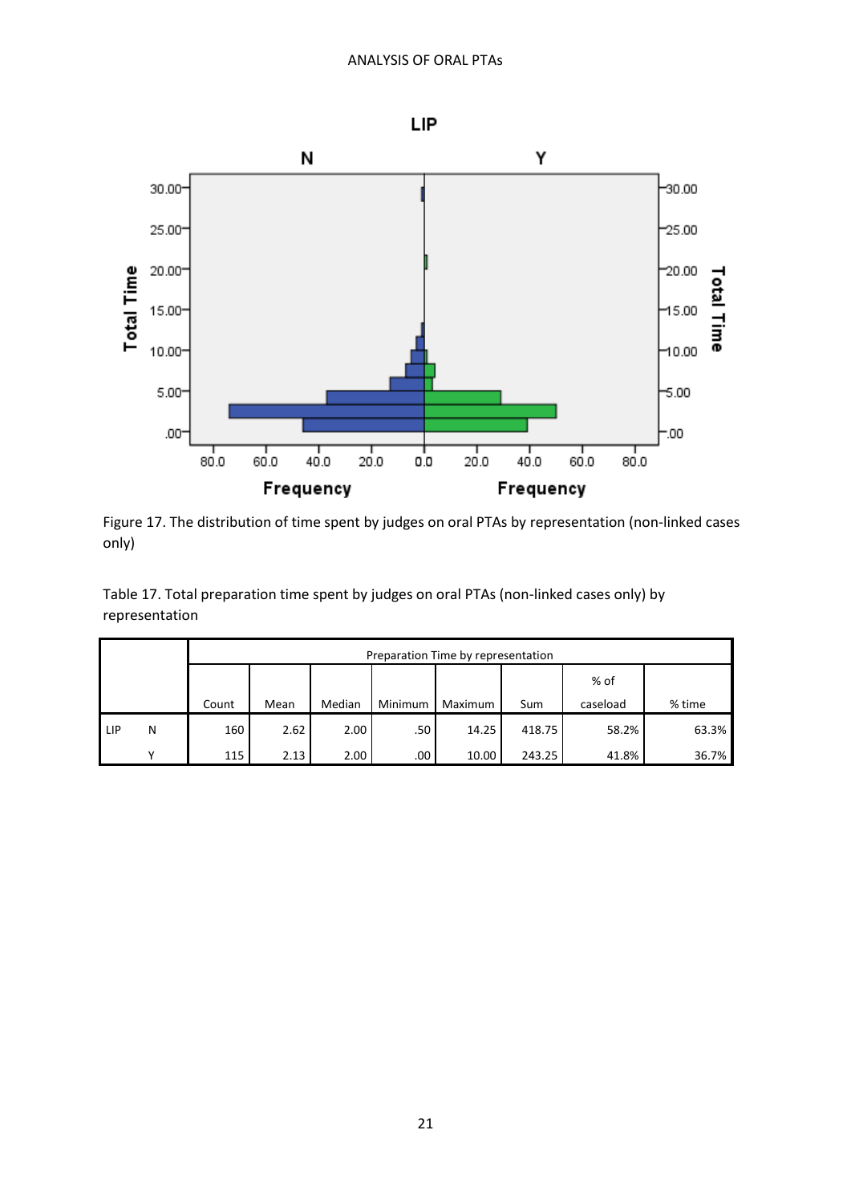Figure 17. The distribution of time spent by judges on oral PTAs by representation (non-linked cases only)

Table 17. Total preparation time spent by judges on oral PTAs (non-linked cases only) by representation

| | | Preparation Time by representation | | | | | | | |
|---|---|---|---|---|---|---|---|---|---|
| | | Count | Mean | Median | Minimum | Maximum | Sum | % of caseload | % time |
| LIP | N | 160 | 2.62 | 2.00 | .50 | 14.25 | 418.75 | 58.2% | 63.3% |
| | Y | 115 | 2.13 | 2.00 | .00 | 10.00 | 243.25 | 41.8% | 36.7% |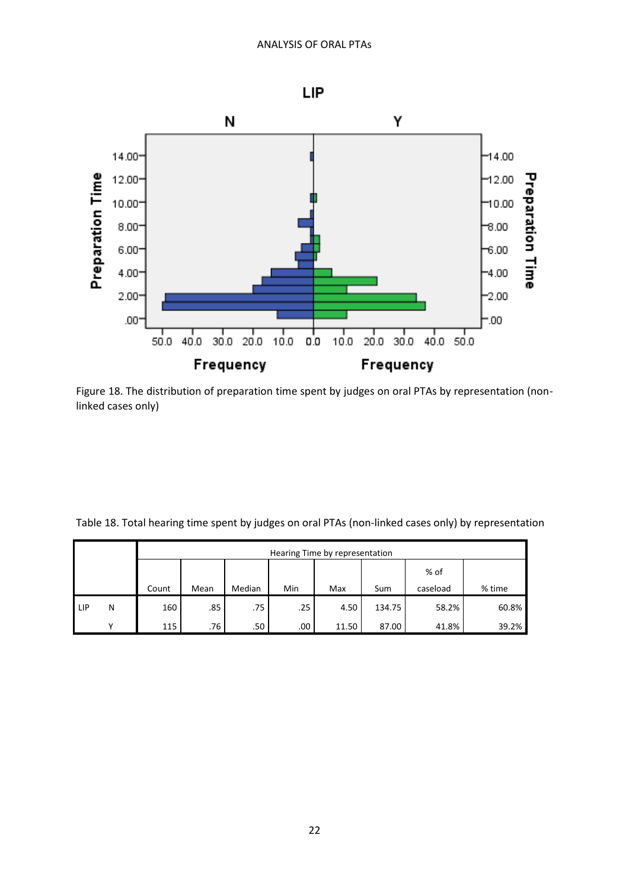Figure 18. The distribution of preparation time spent by judges on oral PTAs by representation (non-linked cases only)

Table 18. Total hearing time spent by judges on oral PTAs (non-linked cases only) by representation

| | | Hearing Time by representation | | | | | | | |
|---|---|---|---|---|---|---|---|---|---|
| | | Count | Mean | Median | Min | Max | Sum | % of caseload | % time |
| LIP | N | 160 | .85 | .75 | .25 | 4.50 | 134.75 | 58.2% | 60.8% |
| | Y | 115 | .76 | .50 | .00 | 11.50 | 87.00 | 41.8% | 39.2% |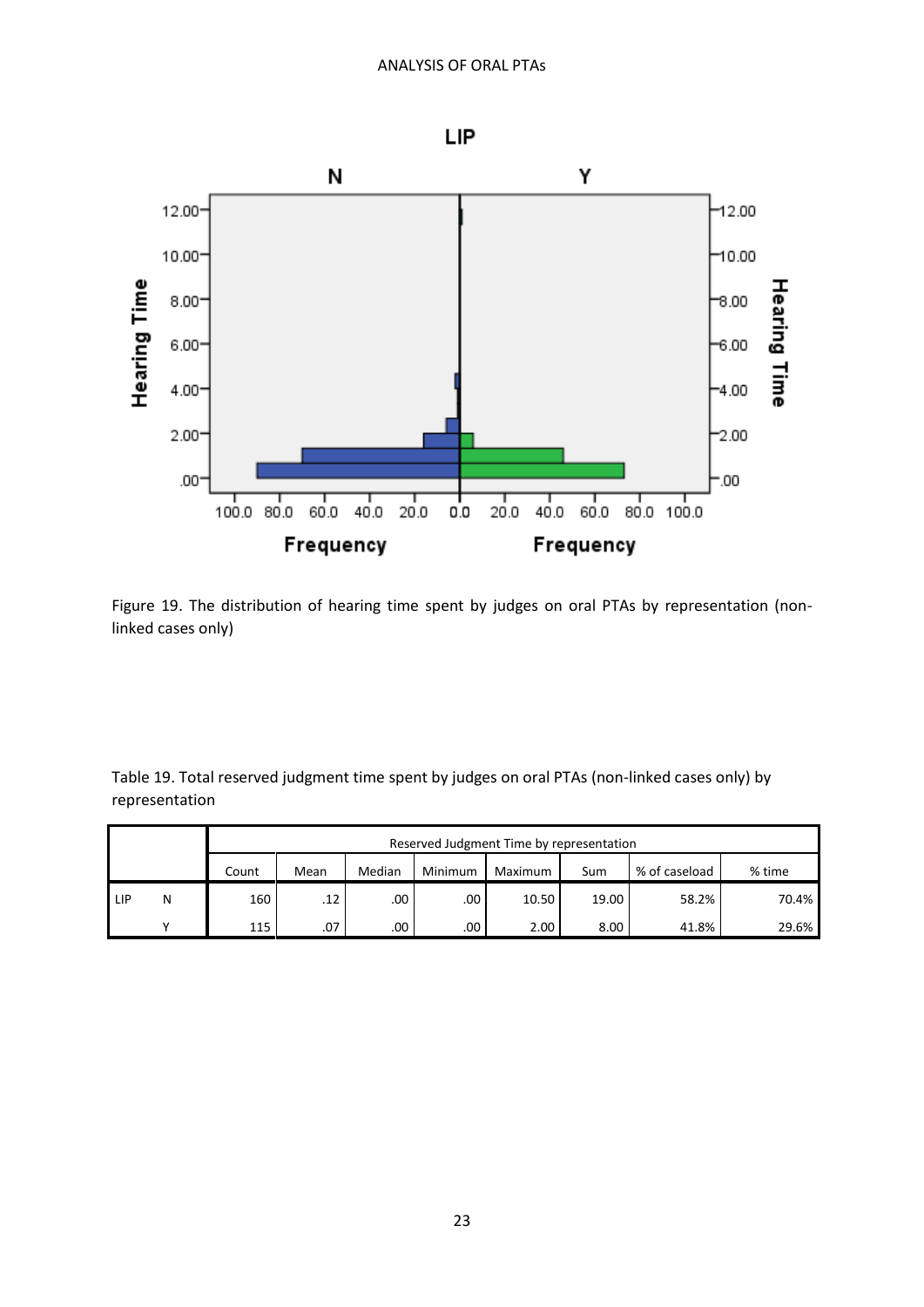Figure 19. The distribution of hearing time spent by judges on oral PTAs by representation (non-linked cases only)

Table 19. Total reserved judgment time spent by judges on oral PTAs (non-linked cases only) by representation

| | | Reserved Judgment Time by representation | | | | | | | |
|---|---|---|---|---|---|---|---|---|---|
| | | Count | Mean | Median | Minimum | Maximum | Sum | % of caseload | % time |
| LIP | N | 160 | .12 | .00 | .00 | 10.50 | 19.00 | 58.2% | 70.4% |
| | Y | 115 | .07 | .00 | .00 | 2.00 | 8.00 | 41.8% | 29.6% |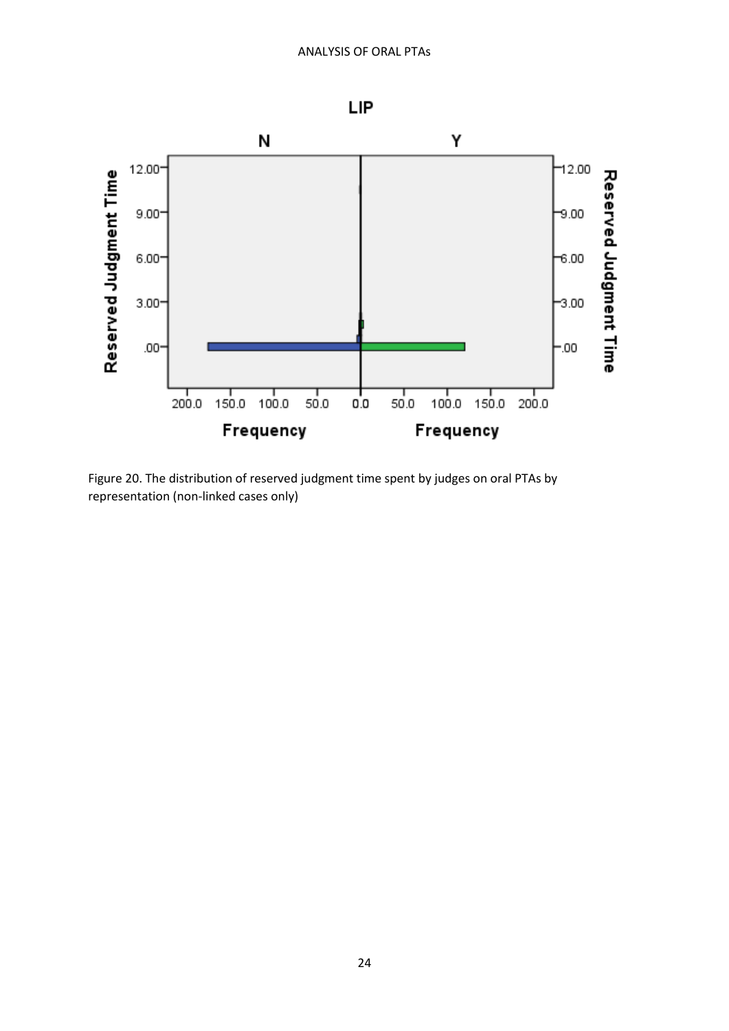Figure 20. The distribution of reserved judgment time spent by judges on oral PTAs by representation (non-linked cases only)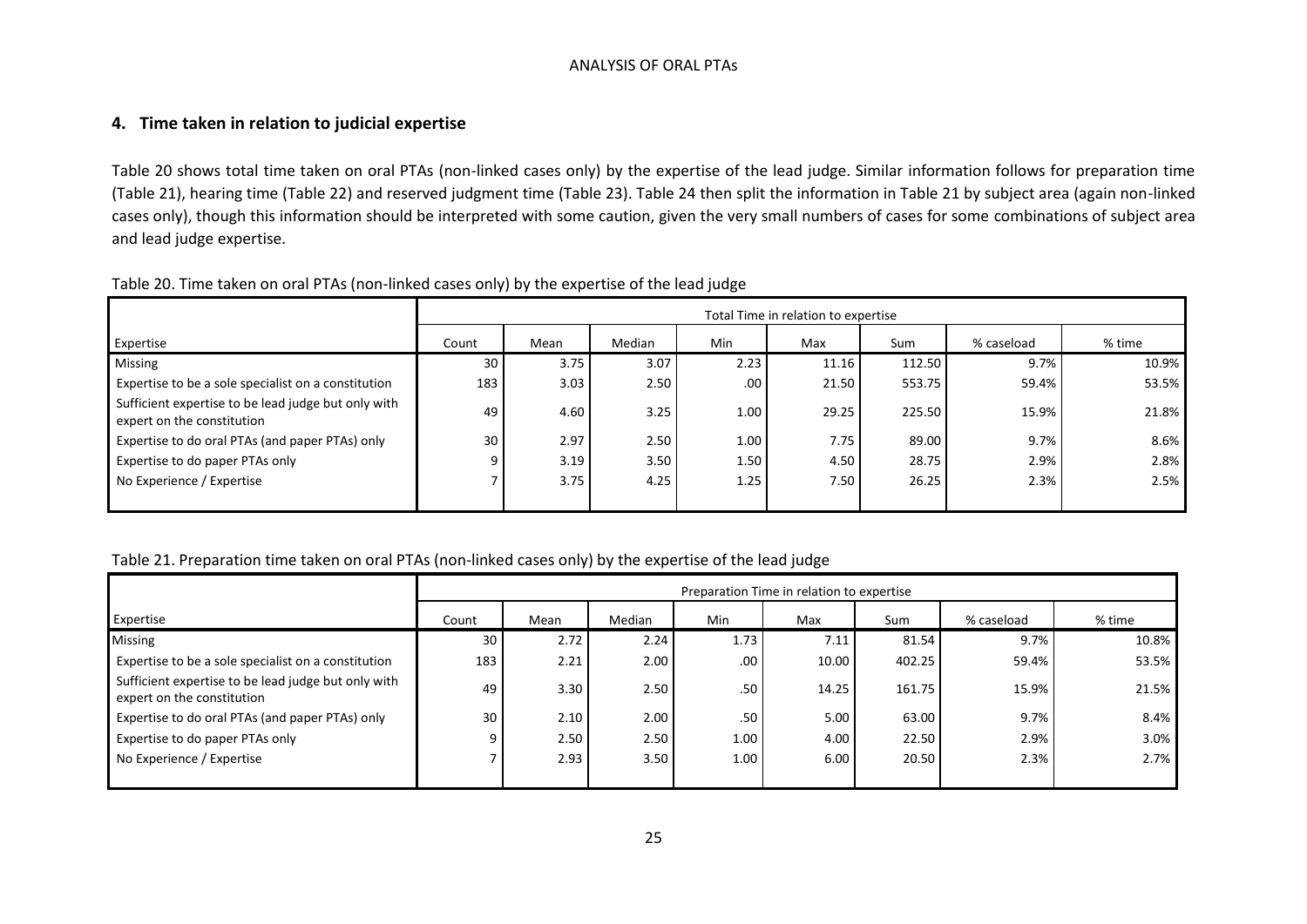## 4. Time taken in relation to judicial expertise

Table 20 shows total time taken on oral PTAs (non-linked cases only) by the expertise of the lead judge. Similar information follows for preparation time (Table 21), hearing time (Table 22) and reserved judgment time (Table 23). Table 24 then split the information in Table 21 by subject area (again non-linked cases only), though this information should be interpreted with some caution, given the very small numbers of cases for some combinations of subject area and lead judge expertise.

Table 20. Time taken on oral PTAs (non-linked cases only) by the expertise of the lead judge

| | Total Time in relation to expertise | | | | | | | |
|---|---|---|---|---|---|---|---|---|
| Expertise | Count | Mean | Median | Min | Max | Sum | % caseload | % time |
| Missing | 30 | 3.75 | 3.07 | 2.23 | 11.16 | 112.50 | 9.7% | 10.9% |
| Expertise to be a sole specialist on a constitution | 183 | 3.03 | 2.50 | .00 | 21.50 | 553.75 | 59.4% | 53.5% |
| Sufficient expertise to be lead judge but only with expert on the constitution | 49 | 4.60 | 3.25 | 1.00 | 29.25 | 225.50 | 15.9% | 21.8% |
| Expertise to do oral PTAs (and paper PTAs) only | 30 | 2.97 | 2.50 | 1.00 | 7.75 | 89.00 | 9.7% | 8.6% |
| Expertise to do paper PTAs only | 9 | 3.19 | 3.50 | 1.50 | 4.50 | 28.75 | 2.9% | 2.8% |
| No Experience / Expertise | 7 | 3.75 | 4.25 | 1.25 | 7.50 | 26.25 | 2.3% | 2.5% |

Table 21. Preparation time taken on oral PTAs (non-linked cases only) by the expertise of the lead judge

| | Preparation Time in relation to expertise | | | | | | | |
|---|---|---|---|---|---|---|---|---|
| Expertise | Count | Mean | Median | Min | Max | Sum | % caseload | % time |
| Missing | 30 | 2.72 | 2.24 | 1.73 | 7.11 | 81.54 | 9.7% | 10.8% |
| Expertise to be a sole specialist on a constitution | 183 | 2.21 | 2.00 | .00 | 10.00 | 402.25 | 59.4% | 53.5% |
| Sufficient expertise to be lead judge but only with expert on the constitution | 49 | 3.30 | 2.50 | .50 | 14.25 | 161.75 | 15.9% | 21.5% |
| Expertise to do oral PTAs (and paper PTAs) only | 30 | 2.10 | 2.00 | .50 | 5.00 | 63.00 | 9.7% | 8.4% |
| Expertise to do paper PTAs only | 9 | 2.50 | 2.50 | 1.00 | 4.00 | 22.50 | 2.9% | 3.0% |
| No Experience / Expertise | 7 | 2.93 | 3.50 | 1.00 | 6.00 | 20.50 | 2.3% | 2.7% |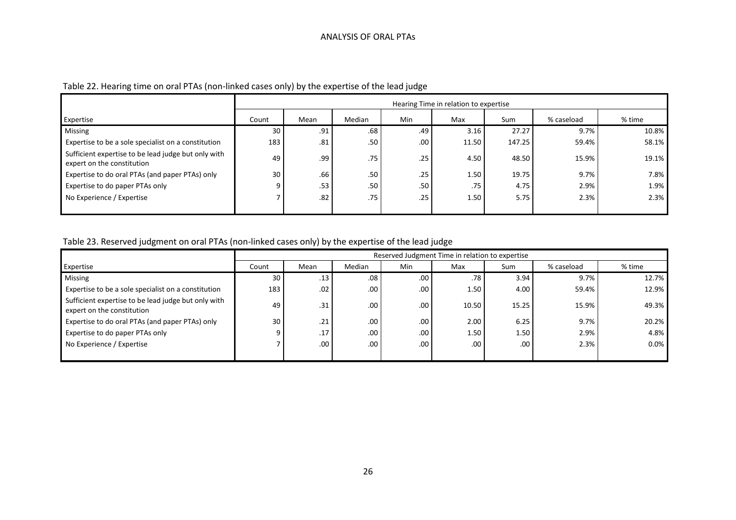Table 22. Hearing time on oral PTAs (non-linked cases only) by the expertise of the lead judge

| | Hearing Time in relation to expertise | | | | | | | |
|---|---|---|---|---|---|---|---|---|
| Expertise | Count | Mean | Median | Min | Max | Sum | % caseload | % time |
| Missing | 30 | .91 | .68 | .49 | 3.16 | 27.27 | 9.7% | 10.8% |
| Expertise to be a sole specialist on a constitution | 183 | .81 | .50 | .00 | 11.50 | 147.25 | 59.4% | 58.1% |
| Sufficient expertise to be lead judge but only with expert on the constitution | 49 | .99 | .75 | .25 | 4.50 | 48.50 | 15.9% | 19.1% |
| Expertise to do oral PTAs (and paper PTAs) only | 30 | .66 | .50 | .25 | 1.50 | 19.75 | 9.7% | 7.8% |
| Expertise to do paper PTAs only | 9 | .53 | .50 | .50 | .75 | 4.75 | 2.9% | 1.9% |
| No Experience / Expertise | 7 | .82 | .75 | .25 | 1.50 | 5.75 | 2.3% | 2.3% |

Table 23. Reserved judgment on oral PTAs (non-linked cases only) by the expertise of the lead judge

| | Reserved Judgment Time in relation to expertise | | | | | | | |
|---|---|---|---|---|---|---|---|---|
| Expertise | Count | Mean | Median | Min | Max | Sum | % caseload | % time |
| Missing | 30 | .13 | .08 | .00 | .78 | 3.94 | 9.7% | 12.7% |
| Expertise to be a sole specialist on a constitution | 183 | .02 | .00 | .00 | 1.50 | 4.00 | 59.4% | 12.9% |
| Sufficient expertise to be lead judge but only with expert on the constitution | 49 | .31 | .00 | .00 | 10.50 | 15.25 | 15.9% | 49.3% |
| Expertise to do oral PTAs (and paper PTAs) only | 30 | .21 | .00 | .00 | 2.00 | 6.25 | 9.7% | 20.2% |
| Expertise to do paper PTAs only | 9 | .17 | .00 | .00 | 1.50 | 1.50 | 2.9% | 4.8% |
| No Experience / Expertise | 7 | .00 | .00 | .00 | .00 | .00 | 2.3% | 0.0% |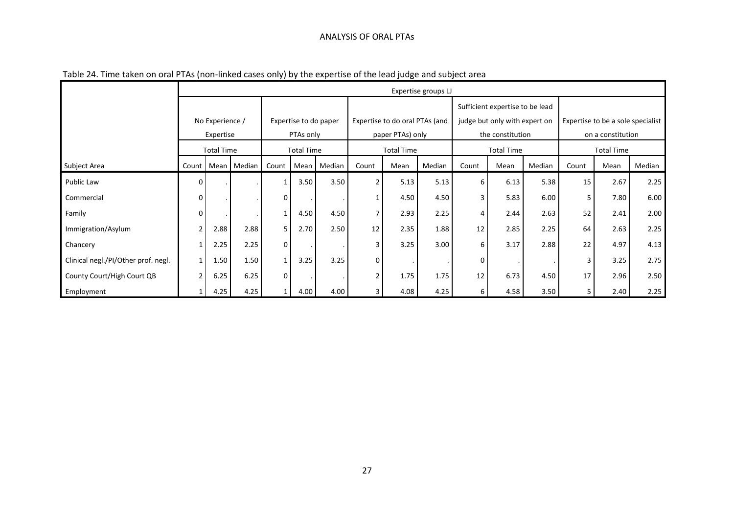Table 24. Time taken on oral PTAs (non-linked cases only) by the expertise of the lead judge and subject area

| | Expertise groups LJ | | | | | | | | | | | | | | |
|---|---|---|---|---|---|---|---|---|---|---|---|---|---|---|---|
| | No Experience / Expertise | | | Expertise to do paper PTAs only | | | Expertise to do oral PTAs (and paper PTAs) only | | | Sufficient expertise to be lead judge but only with expert on the constitution | | | Expertise to be a sole specialist on a constitution | | |
| | Total Time | | | Total Time | | | Total Time | | | Total Time | | | Total Time | | |
| Subject Area | Count | Mean | Median | Count | Mean | Median | Count | Mean | Median | Count | Mean | Median | Count | Mean | Median |
| Public Law | 0 | . | . | 1 | 3.50 | 3.50 | 2 | 5.13 | 5.13 | 6 | 6.13 | 5.38 | 15 | 2.67 | 2.25 |
| Commercial | 0 | . | . | 0 | . | . | 1 | 4.50 | 4.50 | 3 | 5.83 | 6.00 | 5 | 7.80 | 6.00 |
| Family | 0 | . | . | 1 | 4.50 | 4.50 | 7 | 2.93 | 2.25 | 4 | 2.44 | 2.63 | 52 | 2.41 | 2.00 |
| Immigration/Asylum | 2 | 2.88 | 2.88 | 5 | 2.70 | 2.50 | 12 | 2.35 | 1.88 | 12 | 2.85 | 2.25 | 64 | 2.63 | 2.25 |
| Chancery | 1 | 2.25 | 2.25 | 0 | . | . | 3 | 3.25 | 3.00 | 6 | 3.17 | 2.88 | 22 | 4.97 | 4.13 |
| Clinical negl./PI/Other prof. negl. | 1 | 1.50 | 1.50 | 1 | 3.25 | 3.25 | 0 | . | . | 0 | . | . | 3 | 3.25 | 2.75 |
| County Court/High Court QB | 2 | 6.25 | 6.25 | 0 | . | . | 2 | 1.75 | 1.75 | 12 | 6.73 | 4.50 | 17 | 2.96 | 2.50 |
| Employment | 1 | 4.25 | 4.25 | 1 | 4.00 | 4.00 | 3 | 4.08 | 4.25 | 6 | 4.58 | 3.50 | 5 | 2.40 | 2.25 |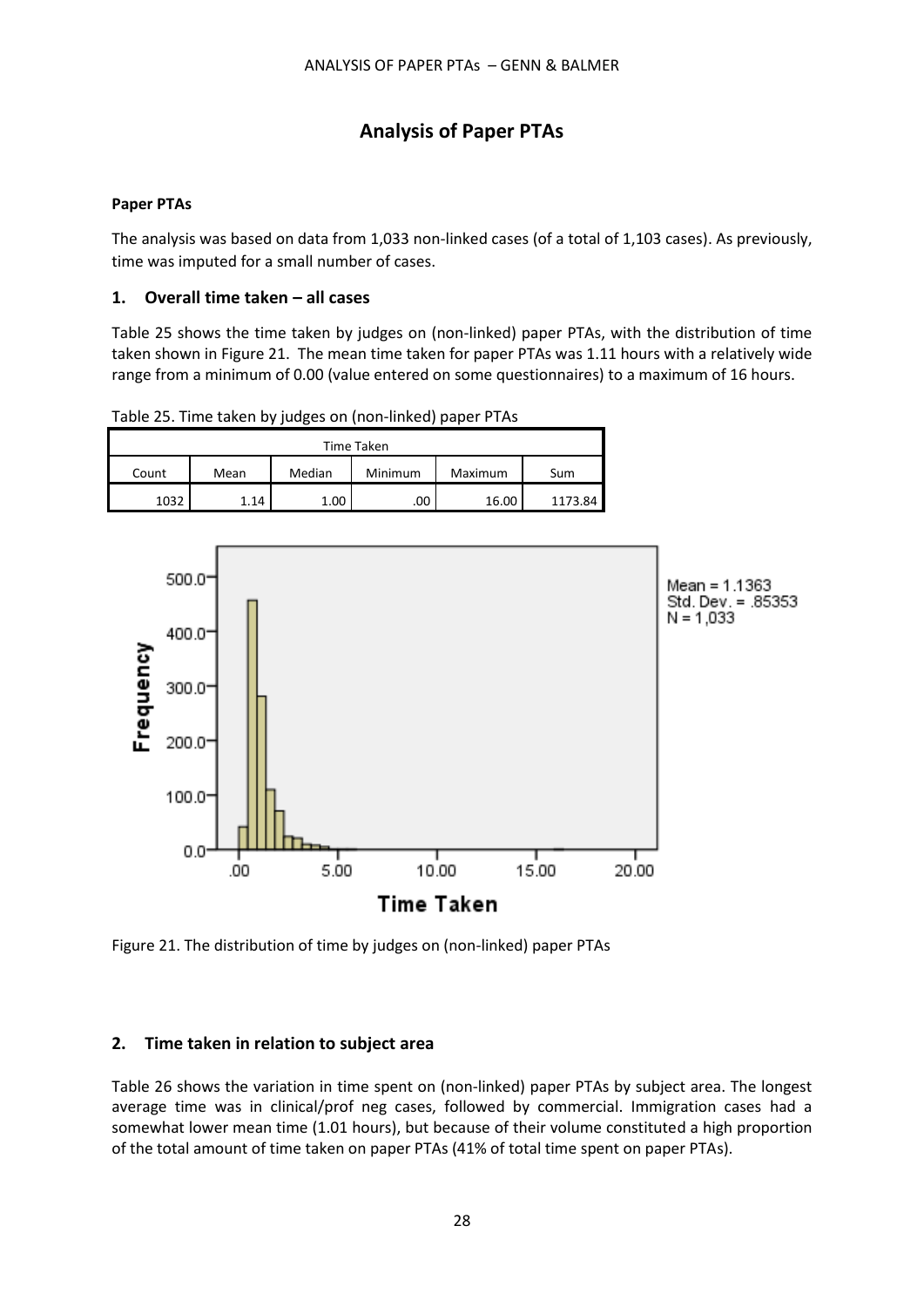# Analysis of Paper PTAs

**Paper PTAs**

The analysis was based on data from 1,033 non-linked cases (of a total of 1,103 cases). As previously, time was imputed for a small number of cases.

## 1. Overall time taken – all cases

Table 25 shows the time taken by judges on (non-linked) paper PTAs, with the distribution of time taken shown in Figure 21. The mean time taken for paper PTAs was 1.11 hours with a relatively wide range from a minimum of 0.00 (value entered on some questionnaires) to a maximum of 16 hours.

Table 25. Time taken by judges on (non-linked) paper PTAs

| Time Taken | | | | | |
|---|---|---|---|---|---|
| Count | Mean | Median | Minimum | Maximum | Sum |
| 1032 | 1.14 | 1.00 | .00 | 16.00 | 1173.84 |

Figure 21. The distribution of time by judges on (non-linked) paper PTAs

## 2. Time taken in relation to subject area

Table 26 shows the variation in time spent on (non-linked) paper PTAs by subject area. The longest average time was in clinical/prof neg cases, followed by commercial. Immigration cases had a somewhat lower mean time (1.01 hours), but because of their volume constituted a high proportion of the total amount of time taken on paper PTAs (41% of total time spent on paper PTAs).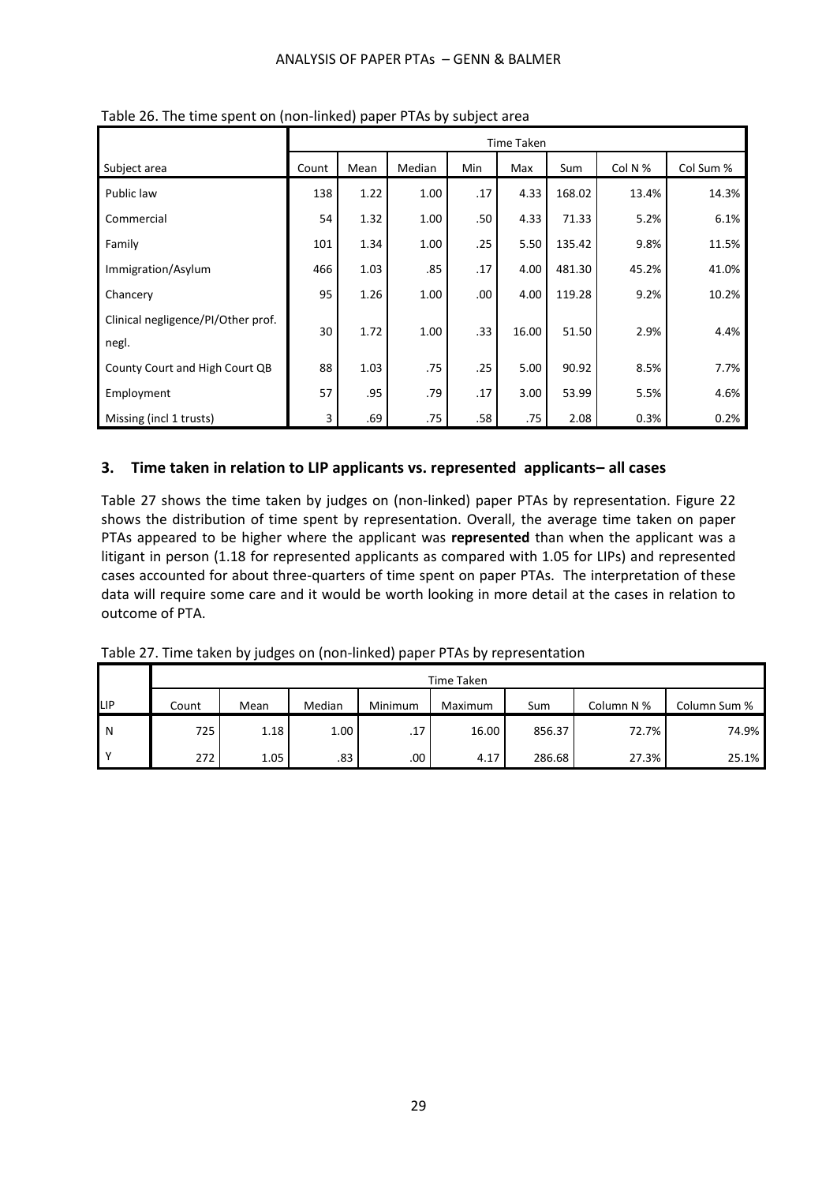Table 26. The time spent on (non-linked) paper PTAs by subject area

| | Time Taken | | | | | | | |
|---|---|---|---|---|---|---|---|---|
| Subject area | Count | Mean | Median | Min | Max | Sum | Col N % | Col Sum % |
| Public law | 138 | 1.22 | 1.00 | .17 | 4.33 | 168.02 | 13.4% | 14.3% |
| Commercial | 54 | 1.32 | 1.00 | .50 | 4.33 | 71.33 | 5.2% | 6.1% |
| Family | 101 | 1.34 | 1.00 | .25 | 5.50 | 135.42 | 9.8% | 11.5% |
| Immigration/Asylum | 466 | 1.03 | .85 | .17 | 4.00 | 481.30 | 45.2% | 41.0% |
| Chancery | 95 | 1.26 | 1.00 | .00 | 4.00 | 119.28 | 9.2% | 10.2% |
| Clinical negligence/PI/Other prof. negl. | 30 | 1.72 | 1.00 | .33 | 16.00 | 51.50 | 2.9% | 4.4% |
| County Court and High Court QB | 88 | 1.03 | .75 | .25 | 5.00 | 90.92 | 8.5% | 7.7% |
| Employment | 57 | .95 | .79 | .17 | 3.00 | 53.99 | 5.5% | 4.6% |
| Missing (incl 1 trusts) | 3 | .69 | .75 | .58 | .75 | 2.08 | 0.3% | 0.2% |

### 3. Time taken in relation to LIP applicants vs. represented applicants– all cases

Table 27 shows the time taken by judges on (non-linked) paper PTAs by representation. Figure 22 shows the distribution of time spent by representation. Overall, the average time taken on paper PTAs appeared to be higher where the applicant was **represented** than when the applicant was a litigant in person (1.18 for represented applicants as compared with 1.05 for LIPs) and represented cases accounted for about three-quarters of time spent on paper PTAs. The interpretation of these data will require some care and it would be worth looking in more detail at the cases in relation to outcome of PTA.

Table 27. Time taken by judges on (non-linked) paper PTAs by representation

| | Time Taken | | | | | | | |
|---|---|---|---|---|---|---|---|---|
| LIP | Count | Mean | Median | Minimum | Maximum | Sum | Column N % | Column Sum % |
| N | 725 | 1.18 | 1.00 | .17 | 16.00 | 856.37 | 72.7% | 74.9% |
| Y | 272 | 1.05 | .83 | .00 | 4.17 | 286.68 | 27.3% | 25.1% |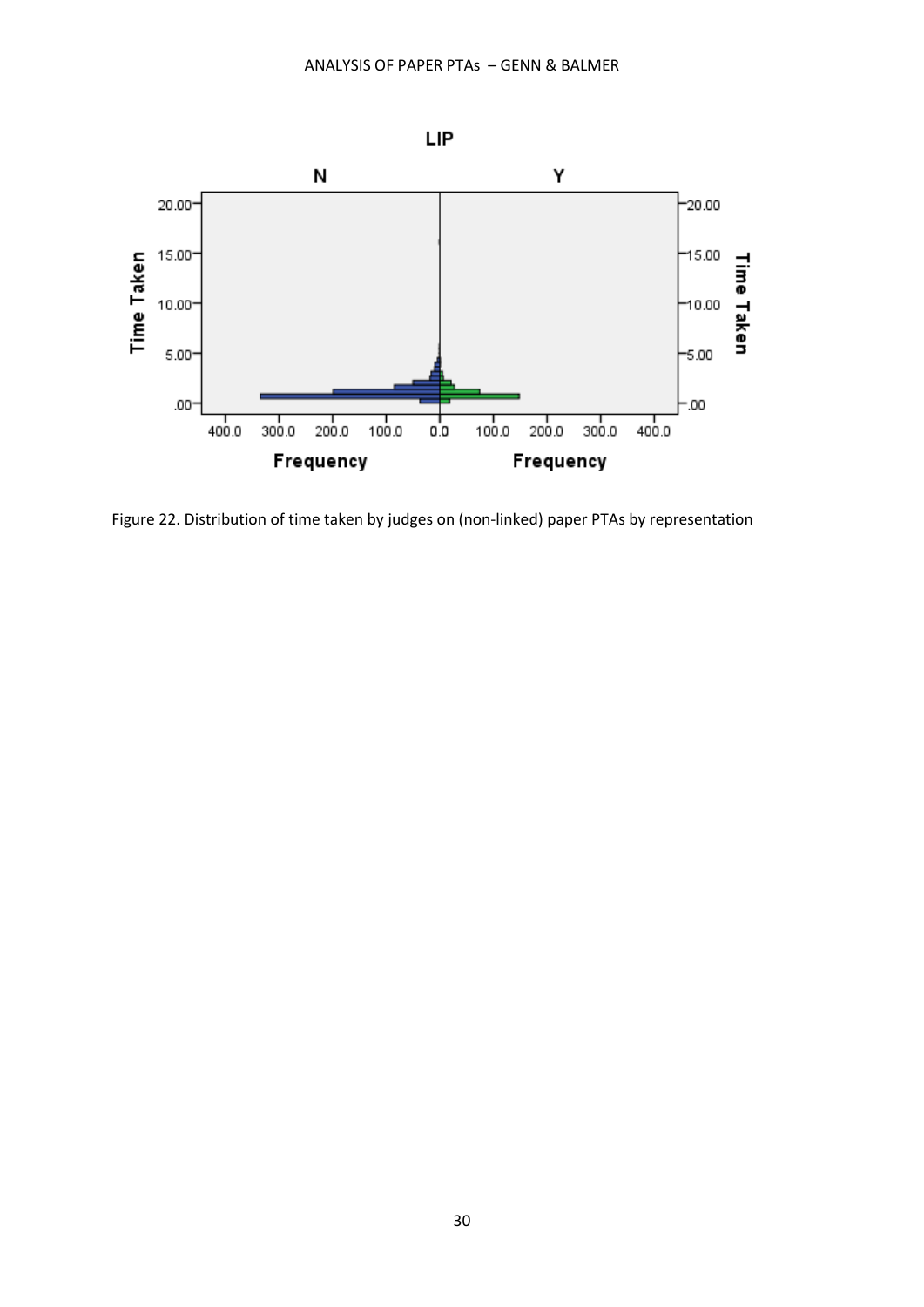Figure 22. Distribution of time taken by judges on (non-linked) paper PTAs by representation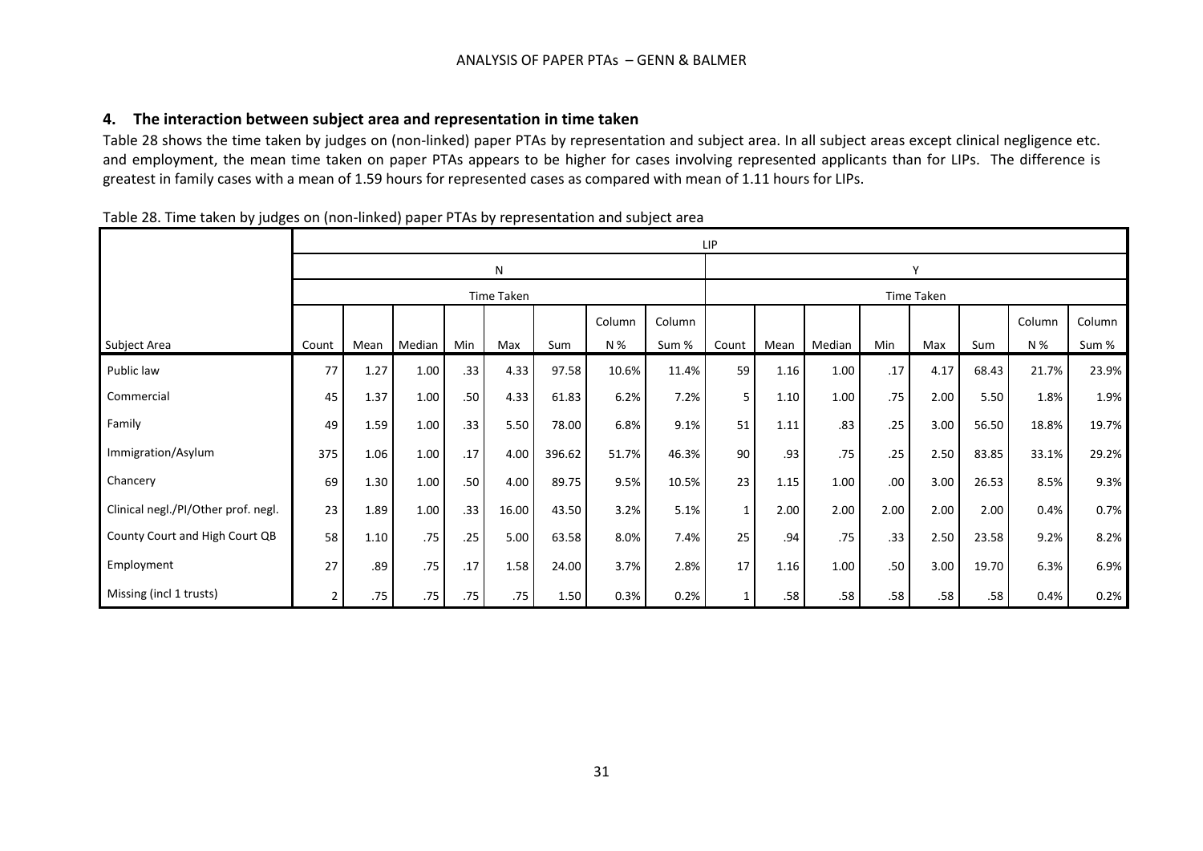## 4. The interaction between subject area and representation in time taken

Table 28 shows the time taken by judges on (non-linked) paper PTAs by representation and subject area. In all subject areas except clinical negligence etc. and employment, the mean time taken on paper PTAs appears to be higher for cases involving represented applicants than for LIPs. The difference is greatest in family cases with a mean of 1.59 hours for represented cases as compared with mean of 1.11 hours for LIPs.

Table 28. Time taken by judges on (non-linked) paper PTAs by representation and subject area

| | LIP | | | | | | | | | | | | | | | |
|---|---|---|---|---|---|---|---|---|---|---|---|---|---|---|---|---|
| | N | | | | | | | | Y | | | | | | | |
| | Time Taken | | | | | | | | Time Taken | | | | | | | |
| Subject Area | Count | Mean | Median | Min | Max | Sum | Column N % | Column Sum % | Count | Mean | Median | Min | Max | Sum | Column N % | Column Sum % |
| Public law | 77 | 1.27 | 1.00 | .33 | 4.33 | 97.58 | 10.6% | 11.4% | 59 | 1.16 | 1.00 | .17 | 4.17 | 68.43 | 21.7% | 23.9% |
| Commercial | 45 | 1.37 | 1.00 | .50 | 4.33 | 61.83 | 6.2% | 7.2% | 5 | 1.10 | 1.00 | .75 | 2.00 | 5.50 | 1.8% | 1.9% |
| Family | 49 | 1.59 | 1.00 | .33 | 5.50 | 78.00 | 6.8% | 9.1% | 51 | 1.11 | .83 | .25 | 3.00 | 56.50 | 18.8% | 19.7% |
| Immigration/Asylum | 375 | 1.06 | 1.00 | .17 | 4.00 | 396.62 | 51.7% | 46.3% | 90 | .93 | .75 | .25 | 2.50 | 83.85 | 33.1% | 29.2% |
| Chancery | 69 | 1.30 | 1.00 | .50 | 4.00 | 89.75 | 9.5% | 10.5% | 23 | 1.15 | 1.00 | .00 | 3.00 | 26.53 | 8.5% | 9.3% |
| Clinical negl./PI/Other prof. negl. | 23 | 1.89 | 1.00 | .33 | 16.00 | 43.50 | 3.2% | 5.1% | 1 | 2.00 | 2.00 | 2.00 | 2.00 | 2.00 | 0.4% | 0.7% |
| County Court and High Court QB | 58 | 1.10 | .75 | .25 | 5.00 | 63.58 | 8.0% | 7.4% | 25 | .94 | .75 | .33 | 2.50 | 23.58 | 9.2% | 8.2% |
| Employment | 27 | .89 | .75 | .17 | 1.58 | 24.00 | 3.7% | 2.8% | 17 | 1.16 | 1.00 | .50 | 3.00 | 19.70 | 6.3% | 6.9% |
| Missing (incl 1 trusts) | 2 | .75 | .75 | .75 | .75 | 1.50 | 0.3% | 0.2% | 1 | .58 | .58 | .58 | .58 | .58 | 0.4% | 0.2% |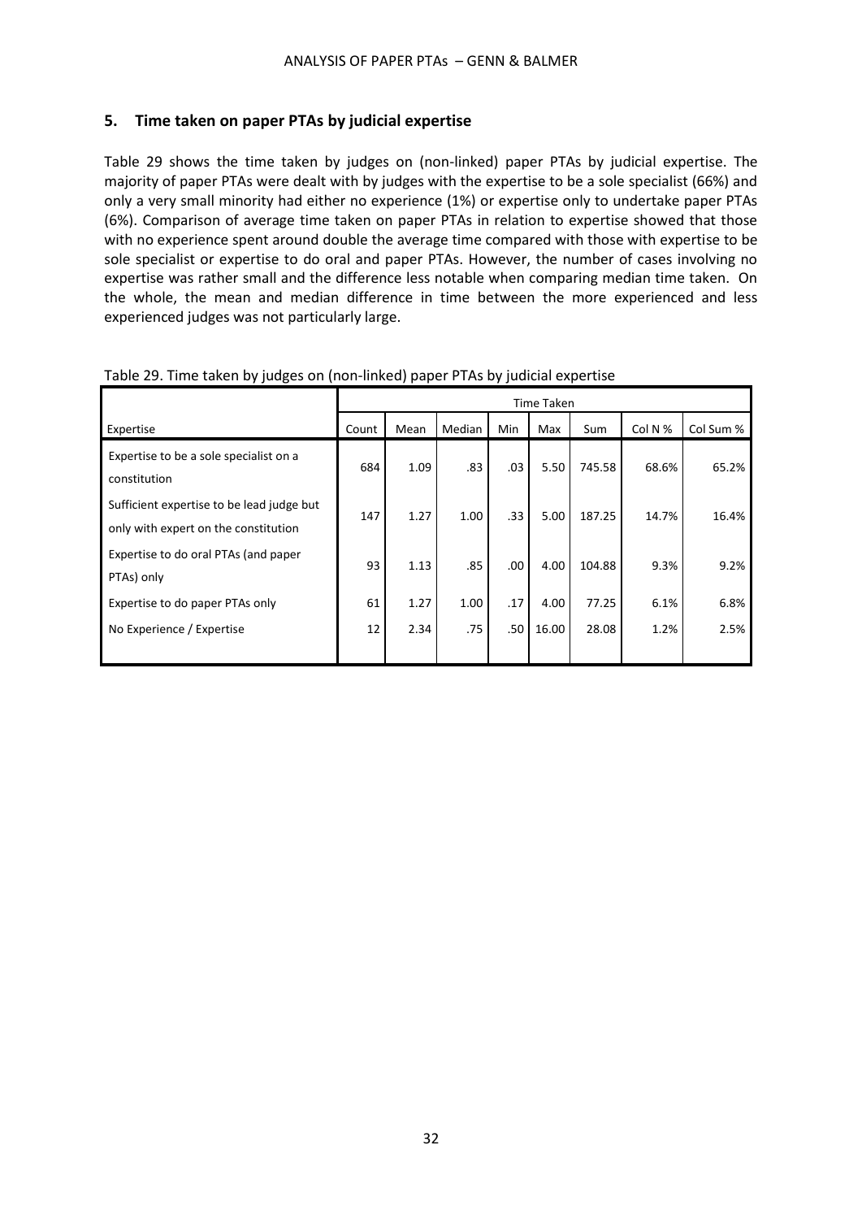## 5. Time taken on paper PTAs by judicial expertise

Table 29 shows the time taken by judges on (non-linked) paper PTAs by judicial expertise. The majority of paper PTAs were dealt with by judges with the expertise to be a sole specialist (66%) and only a very small minority had either no experience (1%) or expertise only to undertake paper PTAs (6%). Comparison of average time taken on paper PTAs in relation to expertise showed that those with no experience spent around double the average time compared with those with expertise to be sole specialist or expertise to do oral and paper PTAs. However, the number of cases involving no expertise was rather small and the difference less notable when comparing median time taken. On the whole, the mean and median difference in time between the more experienced and less experienced judges was not particularly large.

Table 29. Time taken by judges on (non-linked) paper PTAs by judicial expertise

| | Time Taken | | | | | | | |
|---|---|---|---|---|---|---|---|---|
| Expertise | Count | Mean | Median | Min | Max | Sum | Col N % | Col Sum % |
| Expertise to be a sole specialist on a constitution | 684 | 1.09 | .83 | .03 | 5.50 | 745.58 | 68.6% | 65.2% |
| Sufficient expertise to be lead judge but only with expert on the constitution | 147 | 1.27 | 1.00 | .33 | 5.00 | 187.25 | 14.7% | 16.4% |
| Expertise to do oral PTAs (and paper PTAs) only | 93 | 1.13 | .85 | .00 | 4.00 | 104.88 | 9.3% | 9.2% |
| Expertise to do paper PTAs only | 61 | 1.27 | 1.00 | .17 | 4.00 | 77.25 | 6.1% | 6.8% |
| No Experience / Expertise | 12 | 2.34 | .75 | .50 | 16.00 | 28.08 | 1.2% | 2.5% |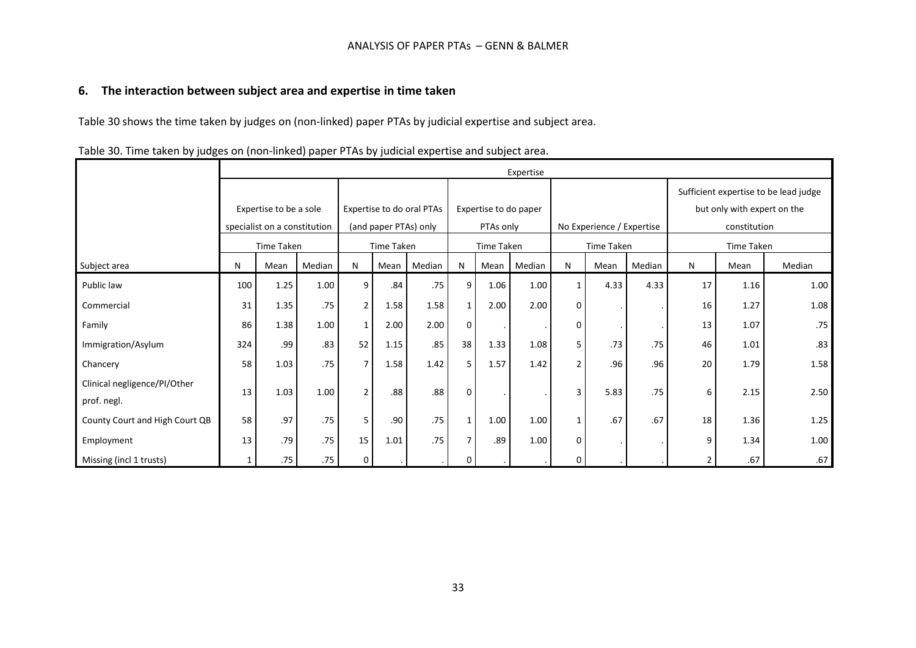## 6. The interaction between subject area and expertise in time taken

Table 30 shows the time taken by judges on (non-linked) paper PTAs by judicial expertise and subject area.

Table 30. Time taken by judges on (non-linked) paper PTAs by judicial expertise and subject area.

| | Expertise | | | | | | | | | | | | | | |
|---|---|---|---|---|---|---|---|---|---|---|---|---|---|---|---|
| | Expertise to be a sole specialist on a constitution | | | Expertise to do oral PTAs (and paper PTAs) only | | | Expertise to do paper PTAs only | | | No Experience / Expertise | | | Sufficient expertise to be lead judge but only with expert on the constitution | | |
| | Time Taken | | | Time Taken | | | Time Taken | | | Time Taken | | | Time Taken | | |
| Subject area | N | Mean | Median | N | Mean | Median | N | Mean | Median | N | Mean | Median | N | Mean | Median |
| Public law | 100 | 1.25 | 1.00 | 9 | .84 | .75 | 9 | 1.06 | 1.00 | 1 | 4.33 | 4.33 | 17 | 1.16 | 1.00 |
| Commercial | 31 | 1.35 | .75 | 2 | 1.58 | 1.58 | 1 | 2.00 | 2.00 | 0 | . | . | 16 | 1.27 | 1.08 |
| Family | 86 | 1.38 | 1.00 | 1 | 2.00 | 2.00 | 0 | . | . | 0 | . | . | 13 | 1.07 | .75 |
| Immigration/Asylum | 324 | .99 | .83 | 52 | 1.15 | .85 | 38 | 1.33 | 1.08 | 5 | .73 | .75 | 46 | 1.01 | .83 |
| Chancery | 58 | 1.03 | .75 | 7 | 1.58 | 1.42 | 5 | 1.57 | 1.42 | 2 | .96 | .96 | 20 | 1.79 | 1.58 |
| Clinical negligence/PI/Other prof. negl. | 13 | 1.03 | 1.00 | 2 | .88 | .88 | 0 | . | . | 3 | 5.83 | .75 | 6 | 2.15 | 2.50 |
| County Court and High Court QB | 58 | .97 | .75 | 5 | .90 | .75 | 1 | 1.00 | 1.00 | 1 | .67 | .67 | 18 | 1.36 | 1.25 |
| Employment | 13 | .79 | .75 | 15 | 1.01 | .75 | 7 | .89 | 1.00 | 0 | . | . | 9 | 1.34 | 1.00 |
| Missing (incl 1 trusts) | 1 | .75 | .75 | 0 | . | . | 0 | . | . | 0 | . | . | 2 | .67 | .67 |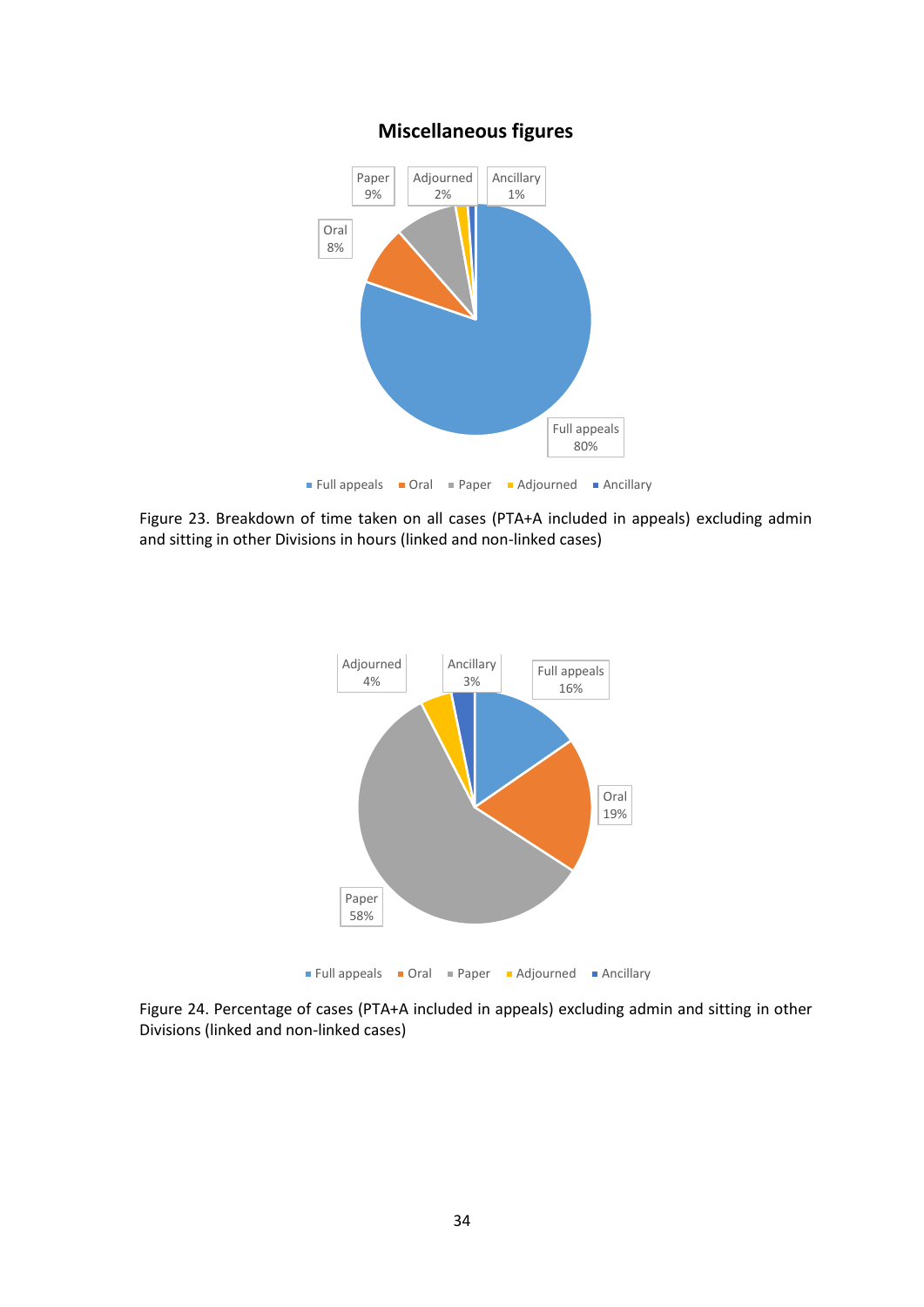## Miscellaneous figures

Figure 23. Breakdown of time taken on all cases (PTA+A included in appeals) excluding admin and sitting in other Divisions in hours (linked and non-linked cases)

Figure 24. Percentage of cases (PTA+A included in appeals) excluding admin and sitting in other Divisions (linked and non-linked cases)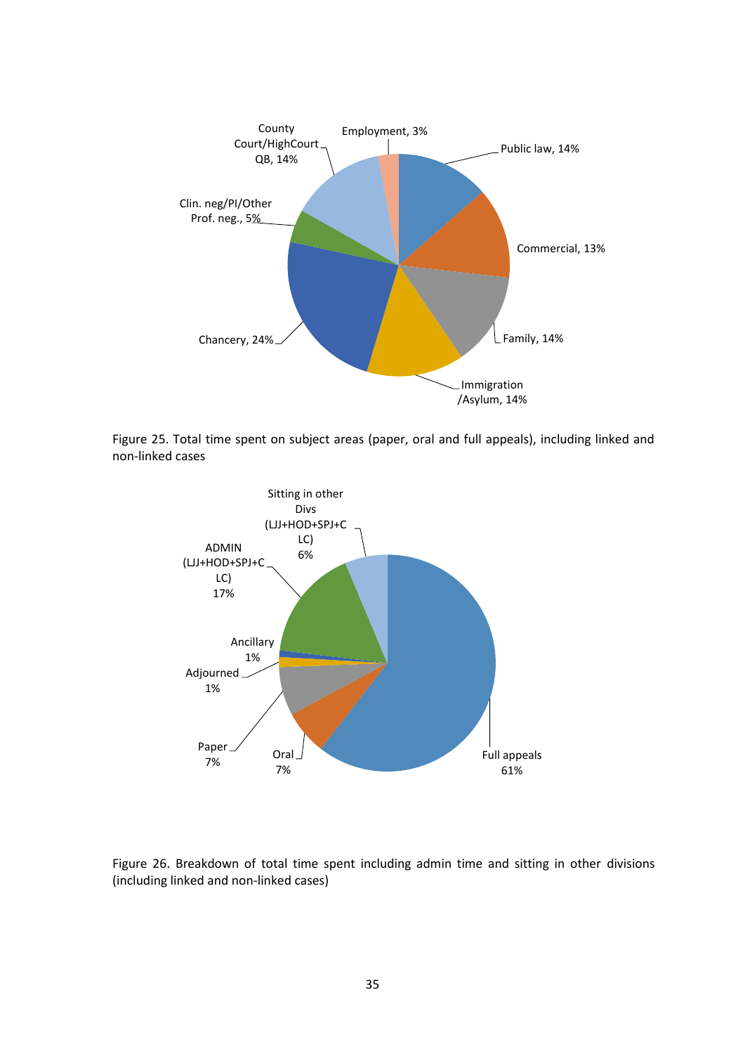Figure 25. Total time spent on subject areas (paper, oral and full appeals), including linked and non-linked cases

Figure 26. Breakdown of total time spent including admin time and sitting in other divisions (including linked and non-linked cases)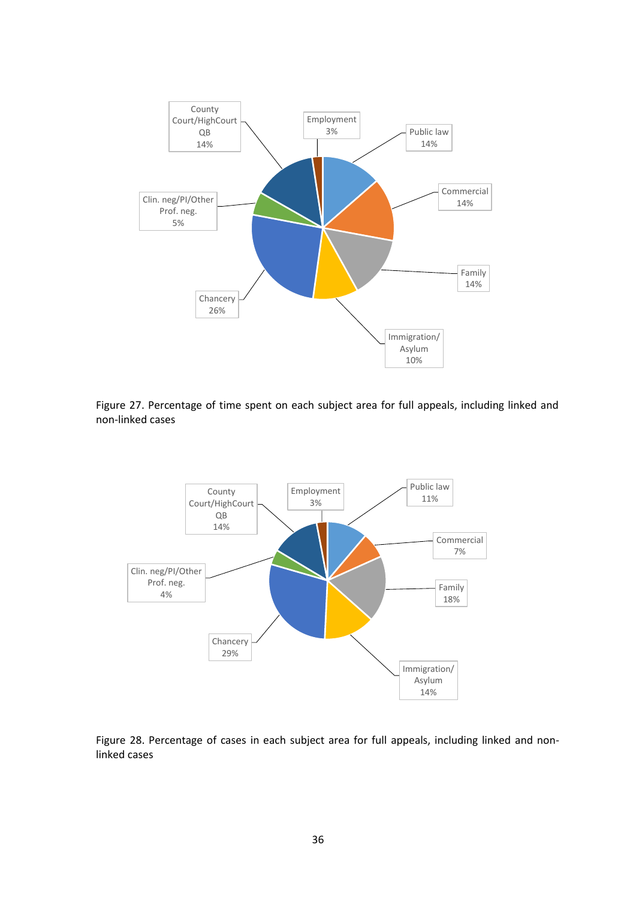Figure 27. Percentage of time spent on each subject area for full appeals, including linked and non-linked cases

Figure 28. Percentage of cases in each subject area for full appeals, including linked and non-linked cases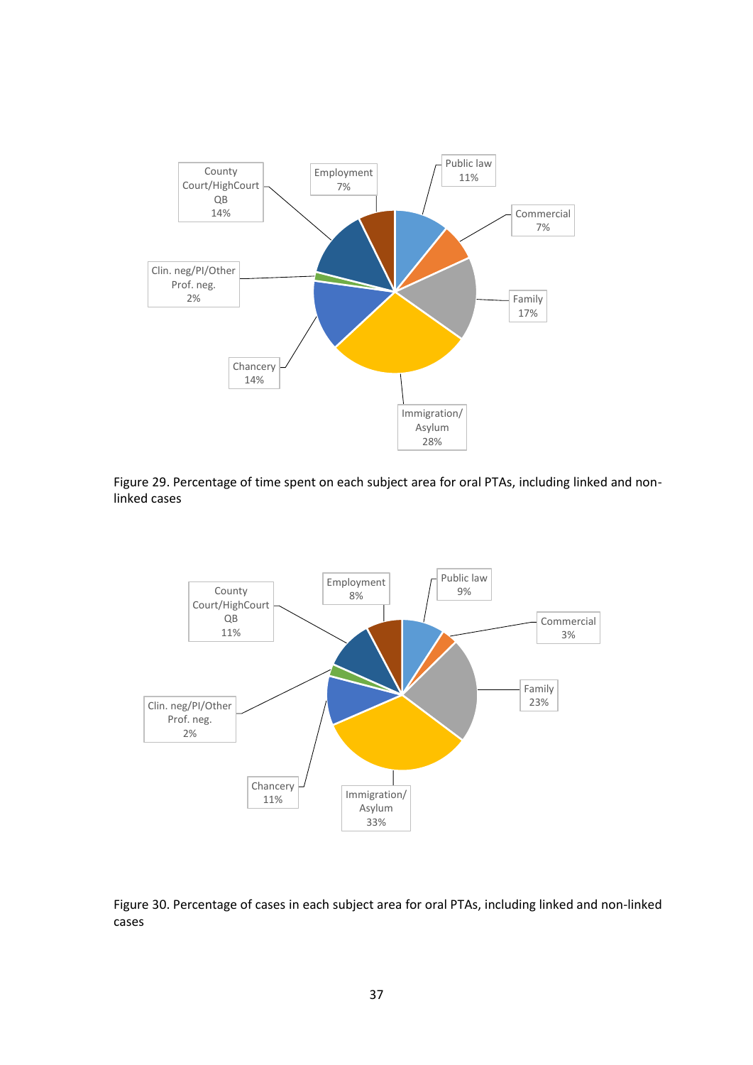Figure 29. Percentage of time spent on each subject area for oral PTAs, including linked and non-linked cases

Figure 30. Percentage of cases in each subject area for oral PTAs, including linked and non-linked cases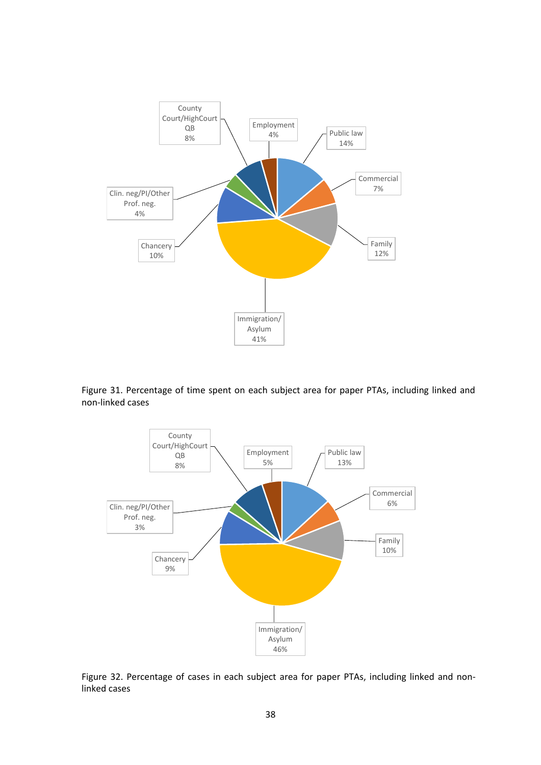County Court/HighCourt QB 8%
Employment 4%
Public law 14%
Commercial 7%
Family 12%
Immigration/ Asylum 41%
Chancery 10%
Clin. neg/PI/Other Prof. neg. 4%

Figure 31. Percentage of time spent on each subject area for paper PTAs, including linked and non-linked cases

County Court/HighCourt QB 8%
Employment 5%
Public law 13%
Commercial 6%
Family 10%
Immigration/ Asylum 46%
Chancery 9%
Clin. neg/PI/Other Prof. neg. 3%

Figure 32. Percentage of cases in each subject area for paper PTAs, including linked and non-linked cases